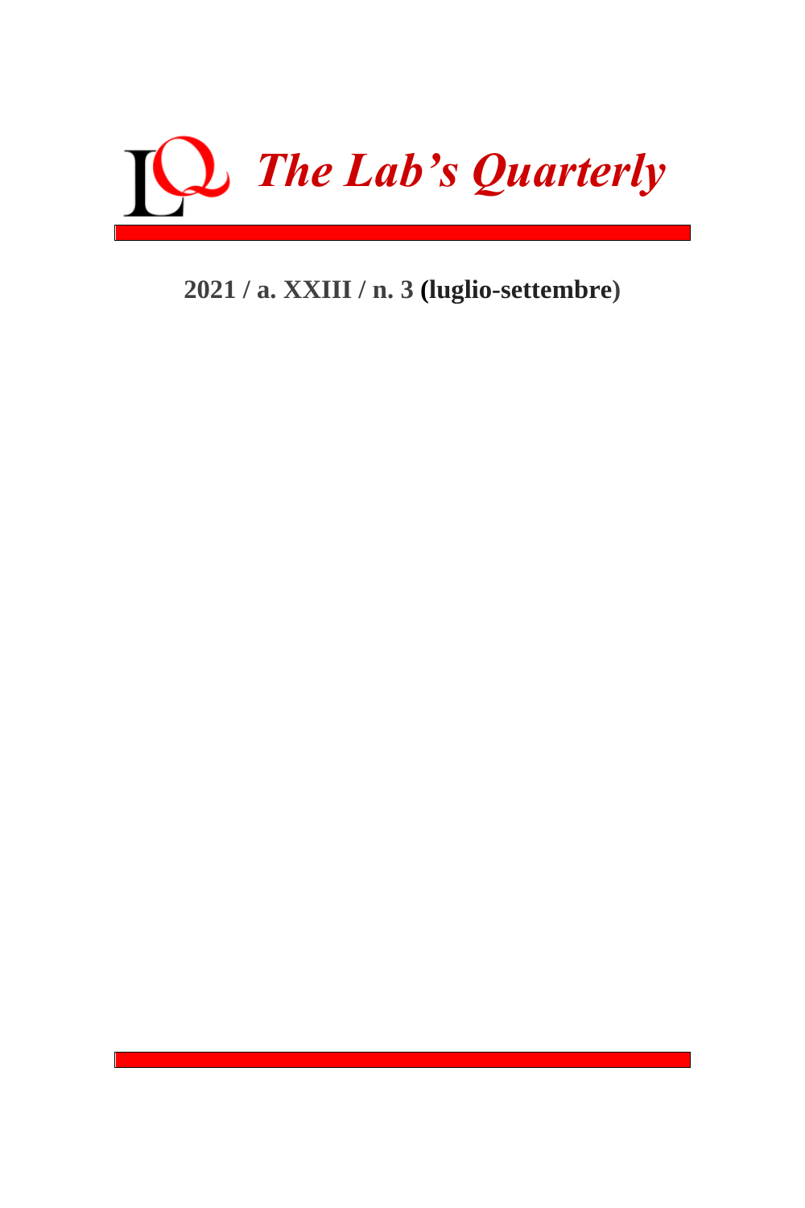# LQ *The Lab's Quarterly*

**2021 / a. XXIII / n. 3 (luglio-settembre)**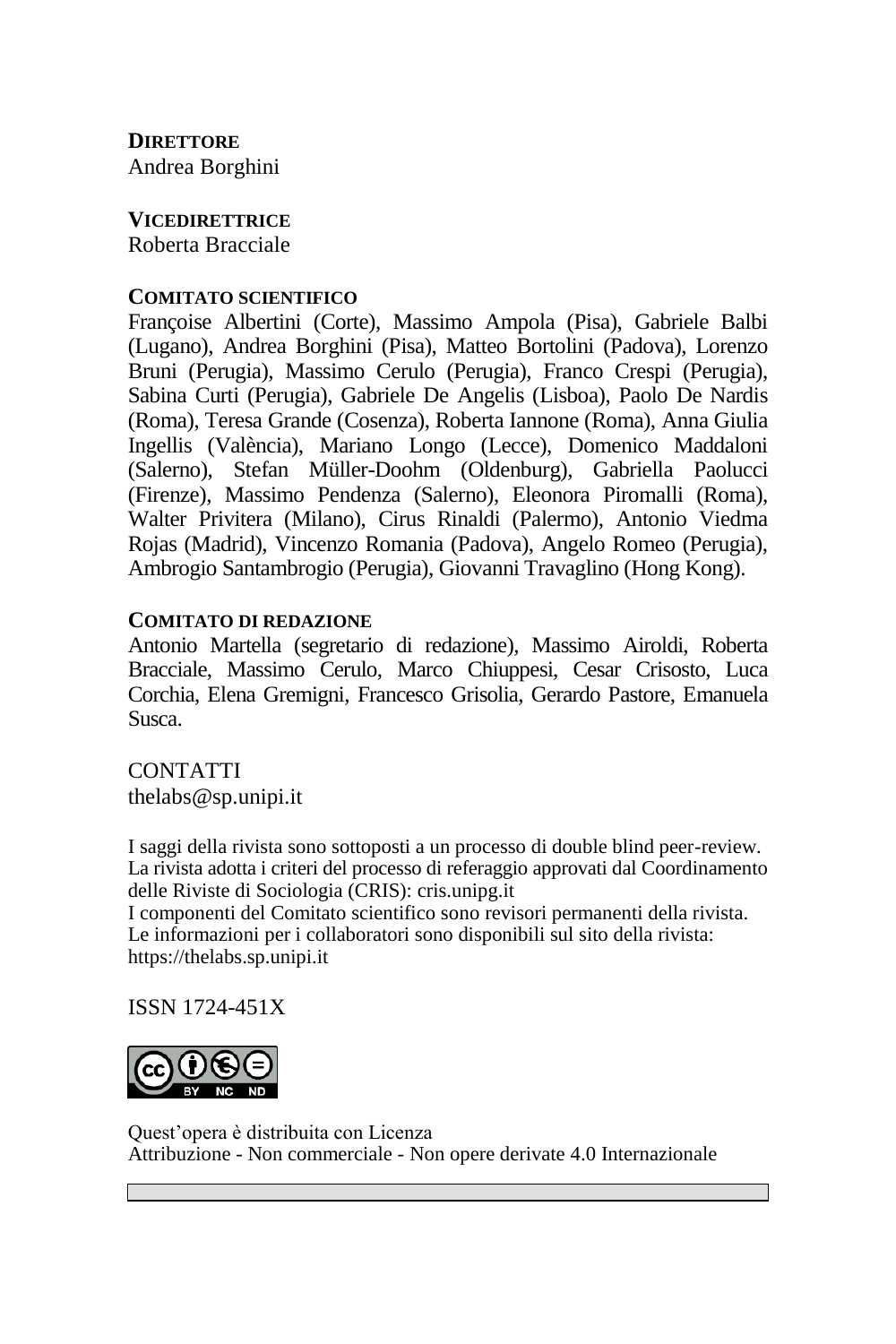**DIRETTORE**
Andrea Borghini

**VICEDIRETTRICE**
Roberta Bracciale

**COMITATO SCIENTIFICO**
Françoise Albertini (Corte), Massimo Ampola (Pisa), Gabriele Balbi (Lugano), Andrea Borghini (Pisa), Matteo Bortolini (Padova), Lorenzo Bruni (Perugia), Massimo Cerulo (Perugia), Franco Crespi (Perugia), Sabina Curti (Perugia), Gabriele De Angelis (Lisboa), Paolo De Nardis (Roma), Teresa Grande (Cosenza), Roberta Iannone (Roma), Anna Giulia Ingellis (València), Mariano Longo (Lecce), Domenico Maddaloni (Salerno), Stefan Müller-Doohm (Oldenburg), Gabriella Paolucci (Firenze), Massimo Pendenza (Salerno), Eleonora Piromalli (Roma), Walter Privitera (Milano), Cirus Rinaldi (Palermo), Antonio Viedma Rojas (Madrid), Vincenzo Romania (Padova), Angelo Romeo (Perugia), Ambrogio Santambrogio (Perugia), Giovanni Travaglino (Hong Kong).

**COMITATO DI REDAZIONE**
Antonio Martella (segretario di redazione), Massimo Airoldi, Roberta Bracciale, Massimo Cerulo, Marco Chiuppesi, Cesar Crisosto, Luca Corchia, Elena Gremigni, Francesco Grisolia, Gerardo Pastore, Emanuela Susca.

CONTATTI
thelabs@sp.unipi.it

I saggi della rivista sono sottoposti a un processo di double blind peer-review.
La rivista adotta i criteri del processo di referaggio approvati dal Coordinamento delle Riviste di Sociologia (CRIS): cris.unipg.it
I componenti del Comitato scientifico sono revisori permanenti della rivista.
Le informazioni per i collaboratori sono disponibili sul sito della rivista: https://thelabs.sp.unipi.it

ISSN 1724-451X

Quest'opera è distribuita con Licenza
Attribuzione - Non commerciale - Non opere derivate 4.0 Internazionale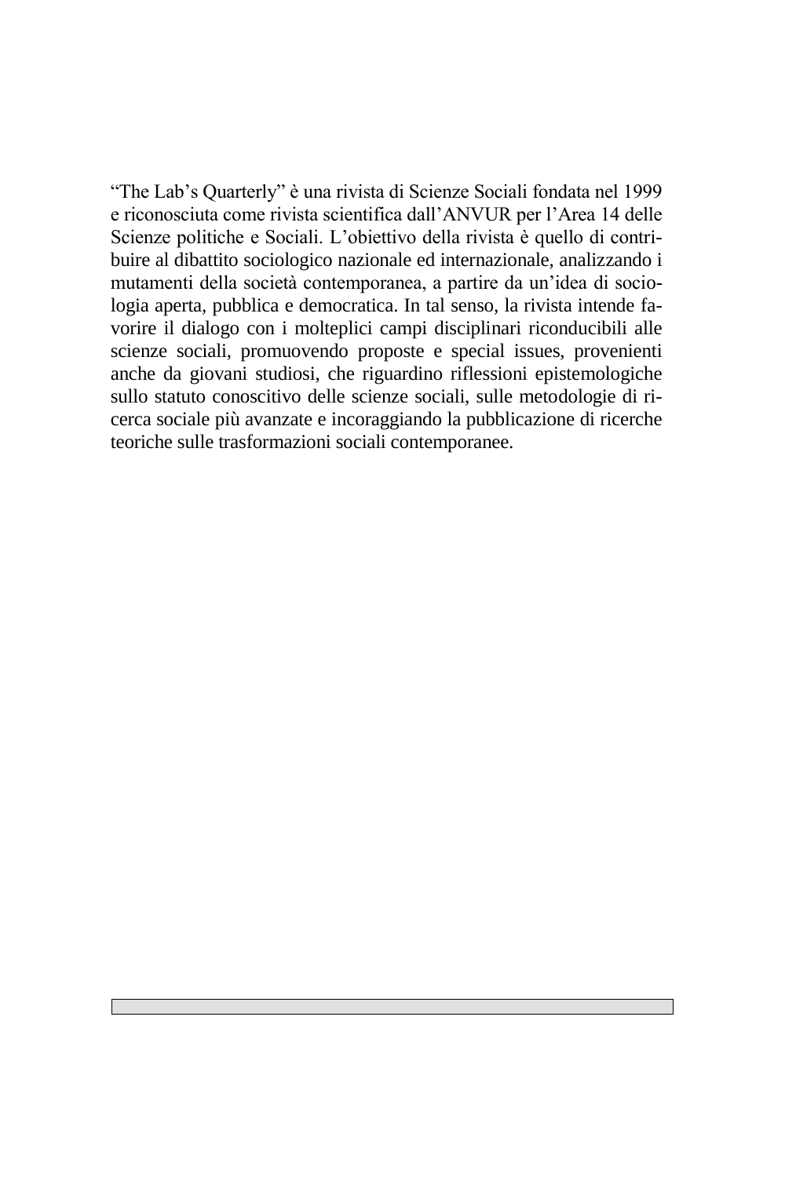"The Lab's Quarterly" è una rivista di Scienze Sociali fondata nel 1999 e riconosciuta come rivista scientifica dall'ANVUR per l'Area 14 delle Scienze politiche e Sociali. L'obiettivo della rivista è quello di contribuire al dibattito sociologico nazionale ed internazionale, analizzando i mutamenti della società contemporanea, a partire da un'idea di sociologia aperta, pubblica e democratica. In tal senso, la rivista intende favorire il dialogo con i molteplici campi disciplinari riconducibili alle scienze sociali, promuovendo proposte e special issues, provenienti anche da giovani studiosi, che riguardino riflessioni epistemologiche sullo statuto conoscitivo delle scienze sociali, sulle metodologie di ricerca sociale più avanzate e incoraggiando la pubblicazione di ricerche teoriche sulle trasformazioni sociali contemporanee.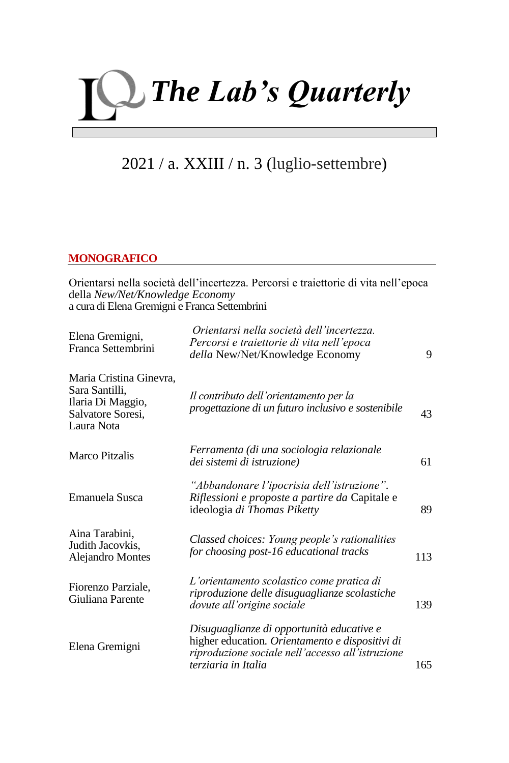# The Lab's Quarterly

2021 / a. XXIII / n. 3 (luglio-settembre)

## MONOGRAFICO

Orientarsi nella società dell'incertezza. Percorsi e traiettorie di vita nell'epoca della *New/Net/Knowledge Economy*
a cura di Elena Gremigni e Franca Settembrini

| | | |
|---|---|---|
| Elena Gremigni, Franca Settembrini | *Orientarsi nella società dell'incertezza. Percorsi e traiettorie di vita nell'epoca della* New/Net/Knowledge Economy | 9 |
| Maria Cristina Ginevra, Sara Santilli, Ilaria Di Maggio, Salvatore Soresi, Laura Nota | *Il contributo dell'orientamento per la progettazione di un futuro inclusivo e sostenibile* | 43 |
| Marco Pitzalis | *Ferramenta (di una sociologia relazionale dei sistemi di istruzione)* | 61 |
| Emanuela Susca | *"Abbandonare l'ipocrisia dell'istruzione". Riflessioni e proposte a partire da* Capitale e ideologia *di Thomas Piketty* | 89 |
| Aina Tarabini, Judith Jacovkis, Alejandro Montes | *Classed choices: Young people's rationalities for choosing post-16 educational tracks* | 113 |
| Fiorenzo Parziale, Giuliana Parente | *L'orientamento scolastico come pratica di riproduzione delle disuguaglianze scolastiche dovute all'origine sociale* | 139 |
| Elena Gremigni | *Disuguaglianze di opportunità educative e* higher education*. Orientamento e dispositivi di riproduzione sociale nell'accesso all'istruzione terziaria in Italia* | 165 |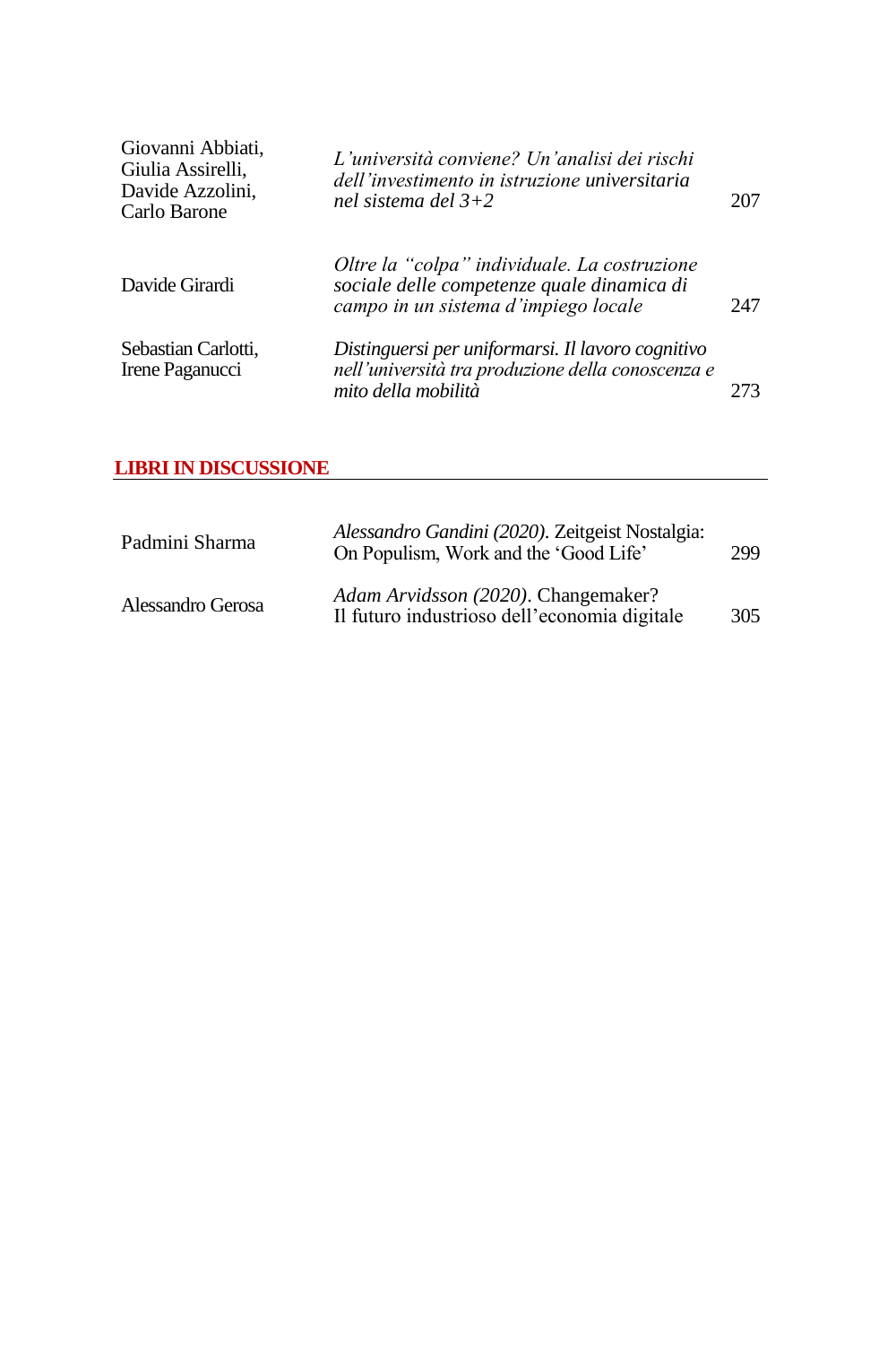| | | |
|---|---|---|
| Giovanni Abbiati, Giulia Assirelli, Davide Azzolini, Carlo Barone | *L'università conviene? Un'analisi dei rischi dell'investimento in istruzione universitaria nel sistema del 3+2* | 207 |
| Davide Girardi | *Oltre la "colpa" individuale. La costruzione sociale delle competenze quale dinamica di campo in un sistema d'impiego locale* | 247 |
| Sebastian Carlotti, Irene Paganucci | *Distinguersi per uniformarsi. Il lavoro cognitivo nell'università tra produzione della conoscenza e mito della mobilità* | 273 |

## LIBRI IN DISCUSSIONE

| | | |
|---|---|---|
| Padmini Sharma | *Alessandro Gandini (2020)*. Zeitgeist Nostalgia: On Populism, Work and the 'Good Life' | 299 |
| Alessandro Gerosa | *Adam Arvidsson (2020)*. Changemaker? Il futuro industrioso dell'economia digitale | 305 |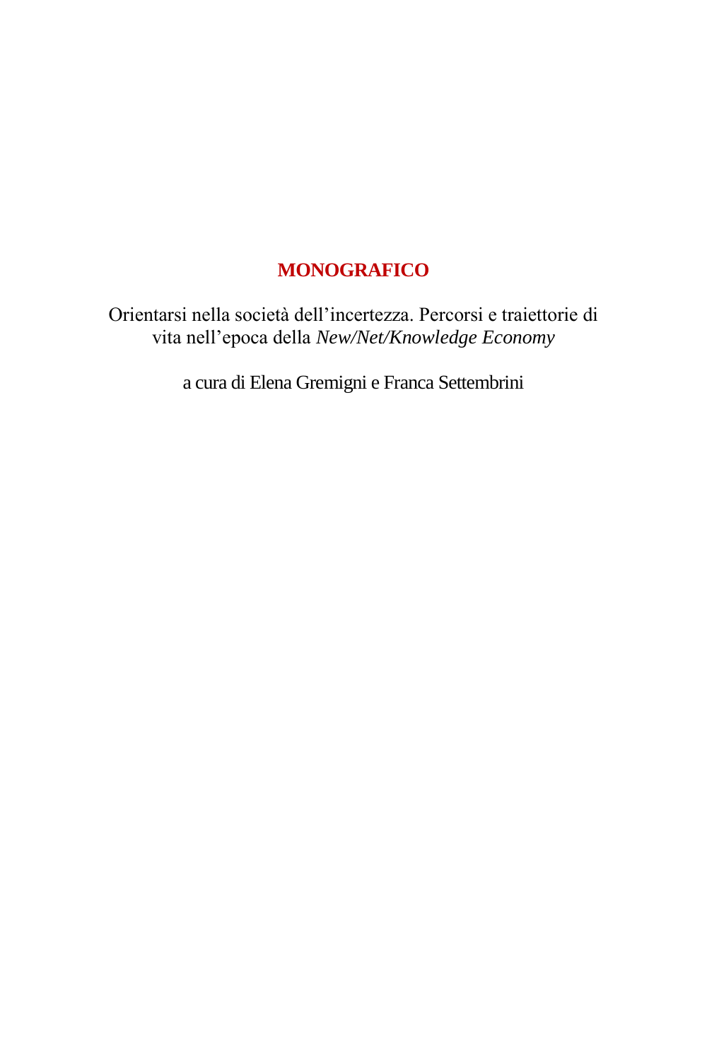# MONOGRAFICO

Orientarsi nella società dell'incertezza. Percorsi e traiettorie di vita nell'epoca della *New/Net/Knowledge Economy*

a cura di Elena Gremigni e Franca Settembrini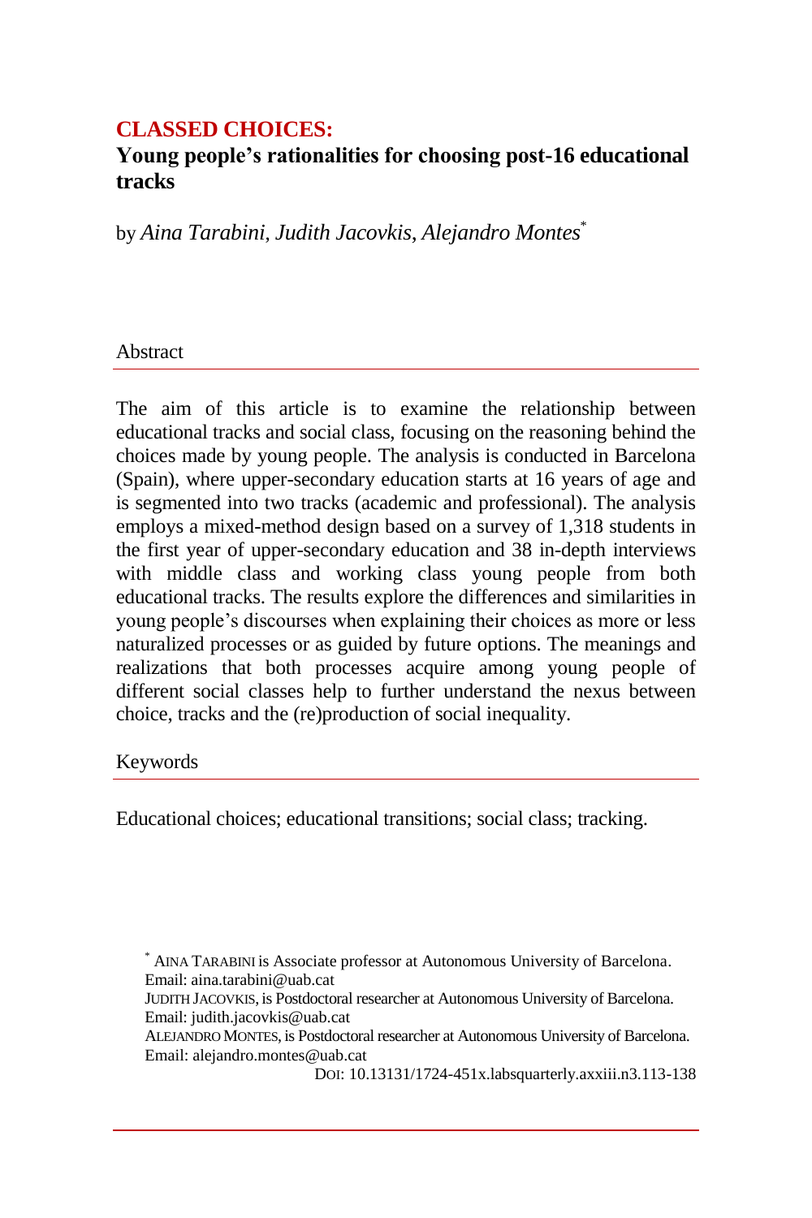# CLASSED CHOICES:

## Young people's rationalities for choosing post-16 educational tracks

by *Aina Tarabini, Judith Jacovkis, Alejandro Montes*[*]

### Abstract

The aim of this article is to examine the relationship between educational tracks and social class, focusing on the reasoning behind the choices made by young people. The analysis is conducted in Barcelona (Spain), where upper-secondary education starts at 16 years of age and is segmented into two tracks (academic and professional). The analysis employs a mixed-method design based on a survey of 1,318 students in the first year of upper-secondary education and 38 in-depth interviews with middle class and working class young people from both educational tracks. The results explore the differences and similarities in young people's discourses when explaining their choices as more or less naturalized processes or as guided by future options. The meanings and realizations that both processes acquire among young people of different social classes help to further understand the nexus between choice, tracks and the (re)production of social inequality.

### Keywords

Educational choices; educational transitions; social class; tracking.

[*] AINA TARABINI is Associate professor at Autonomous University of Barcelona. Email: aina.tarabini@uab.cat
JUDITH JACOVKIS, is Postdoctoral researcher at Autonomous University of Barcelona. Email: judith.jacovkis@uab.cat
ALEJANDRO MONTES, is Postdoctoral researcher at Autonomous University of Barcelona. Email: alejandro.montes@uab.cat

DOI: 10.13131/1724-451x.labsquarterly.axxiii.n3.113-138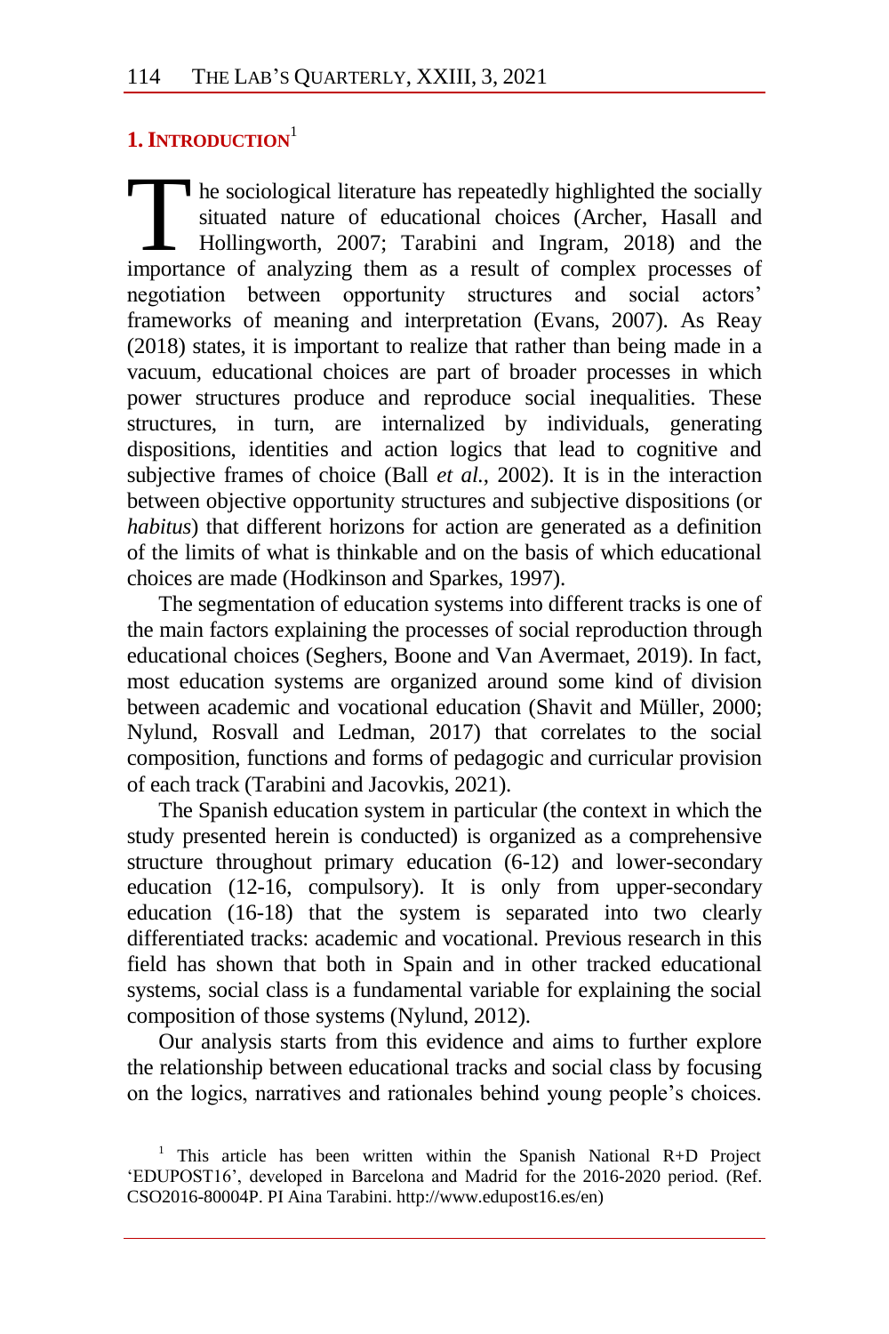## 1. INTRODUCTION[1]

The sociological literature has repeatedly highlighted the socially situated nature of educational choices (Archer, Hasall and Hollingworth, 2007; Tarabini and Ingram, 2018) and the importance of analyzing them as a result of complex processes of negotiation between opportunity structures and social actors' frameworks of meaning and interpretation (Evans, 2007). As Reay (2018) states, it is important to realize that rather than being made in a vacuum, educational choices are part of broader processes in which power structures produce and reproduce social inequalities. These structures, in turn, are internalized by individuals, generating dispositions, identities and action logics that lead to cognitive and subjective frames of choice (Ball *et al.*, 2002). It is in the interaction between objective opportunity structures and subjective dispositions (or *habitus*) that different horizons for action are generated as a definition of the limits of what is thinkable and on the basis of which educational choices are made (Hodkinson and Sparkes, 1997).

The segmentation of education systems into different tracks is one of the main factors explaining the processes of social reproduction through educational choices (Seghers, Boone and Van Avermaet, 2019). In fact, most education systems are organized around some kind of division between academic and vocational education (Shavit and Müller, 2000; Nylund, Rosvall and Ledman, 2017) that correlates to the social composition, functions and forms of pedagogic and curricular provision of each track (Tarabini and Jacovkis, 2021).

The Spanish education system in particular (the context in which the study presented herein is conducted) is organized as a comprehensive structure throughout primary education (6-12) and lower-secondary education (12-16, compulsory). It is only from upper-secondary education (16-18) that the system is separated into two clearly differentiated tracks: academic and vocational. Previous research in this field has shown that both in Spain and in other tracked educational systems, social class is a fundamental variable for explaining the social composition of those systems (Nylund, 2012).

Our analysis starts from this evidence and aims to further explore the relationship between educational tracks and social class by focusing on the logics, narratives and rationales behind young people's choices.

[1] This article has been written within the Spanish National R+D Project 'EDUPOST16', developed in Barcelona and Madrid for the 2016-2020 period. (Ref. CSO2016-80004P. PI Aina Tarabini. http://www.edupost16.es/en)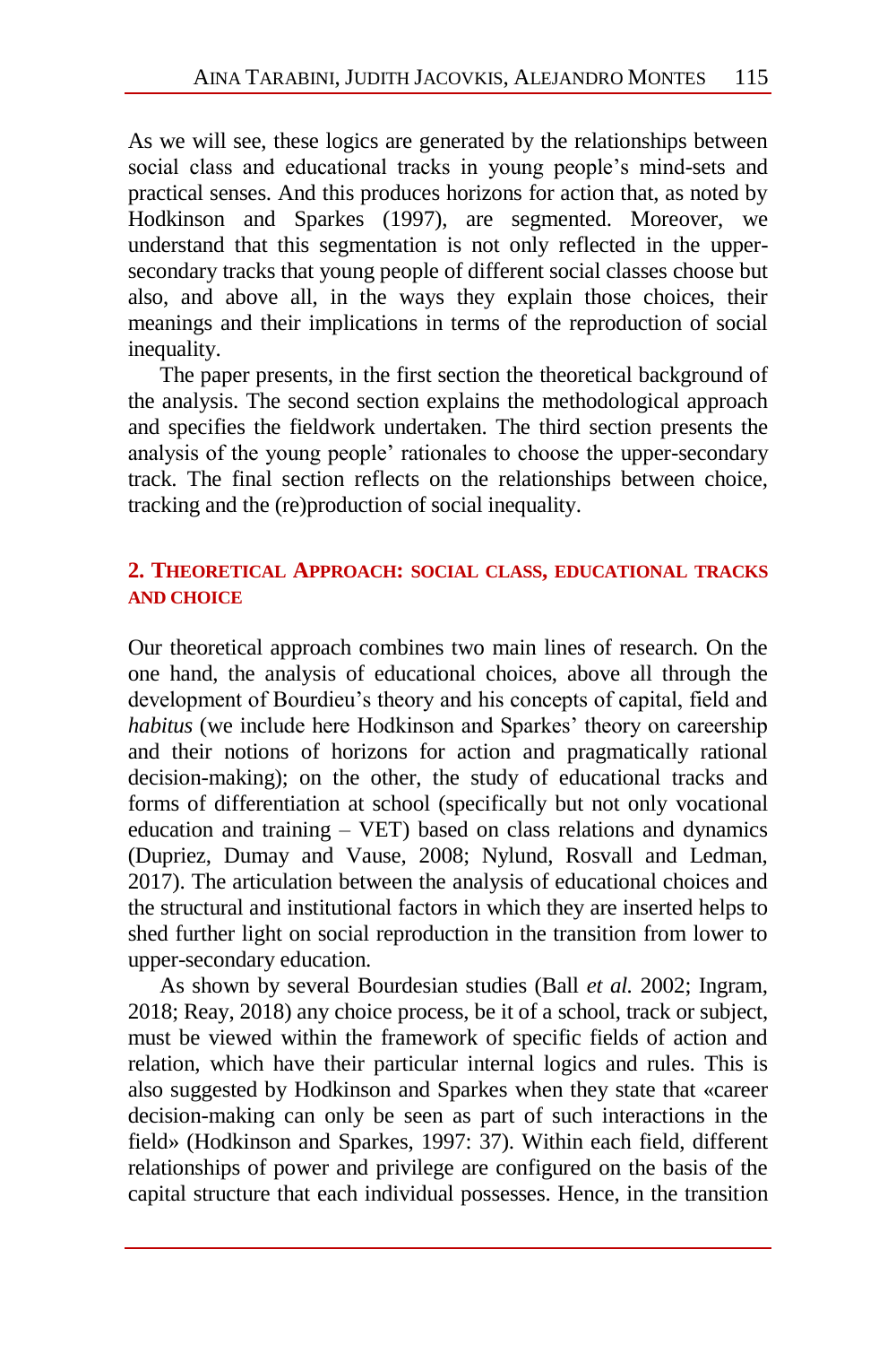As we will see, these logics are generated by the relationships between social class and educational tracks in young people's mind-sets and practical senses. And this produces horizons for action that, as noted by Hodkinson and Sparkes (1997), are segmented. Moreover, we understand that this segmentation is not only reflected in the upper-secondary tracks that young people of different social classes choose but also, and above all, in the ways they explain those choices, their meanings and their implications in terms of the reproduction of social inequality.

The paper presents, in the first section the theoretical background of the analysis. The second section explains the methodological approach and specifies the fieldwork undertaken. The third section presents the analysis of the young people' rationales to choose the upper-secondary track. The final section reflects on the relationships between choice, tracking and the (re)production of social inequality.

## 2. Theoretical Approach: social class, educational tracks and choice

Our theoretical approach combines two main lines of research. On the one hand, the analysis of educational choices, above all through the development of Bourdieu's theory and his concepts of capital, field and *habitus* (we include here Hodkinson and Sparkes' theory on careership and their notions of horizons for action and pragmatically rational decision-making); on the other, the study of educational tracks and forms of differentiation at school (specifically but not only vocational education and training – VET) based on class relations and dynamics (Dupriez, Dumay and Vause, 2008; Nylund, Rosvall and Ledman, 2017). The articulation between the analysis of educational choices and the structural and institutional factors in which they are inserted helps to shed further light on social reproduction in the transition from lower to upper-secondary education.

As shown by several Bourdesian studies (Ball *et al.* 2002; Ingram, 2018; Reay, 2018) any choice process, be it of a school, track or subject, must be viewed within the framework of specific fields of action and relation, which have their particular internal logics and rules. This is also suggested by Hodkinson and Sparkes when they state that «career decision-making can only be seen as part of such interactions in the field» (Hodkinson and Sparkes, 1997: 37). Within each field, different relationships of power and privilege are configured on the basis of the capital structure that each individual possesses. Hence, in the transition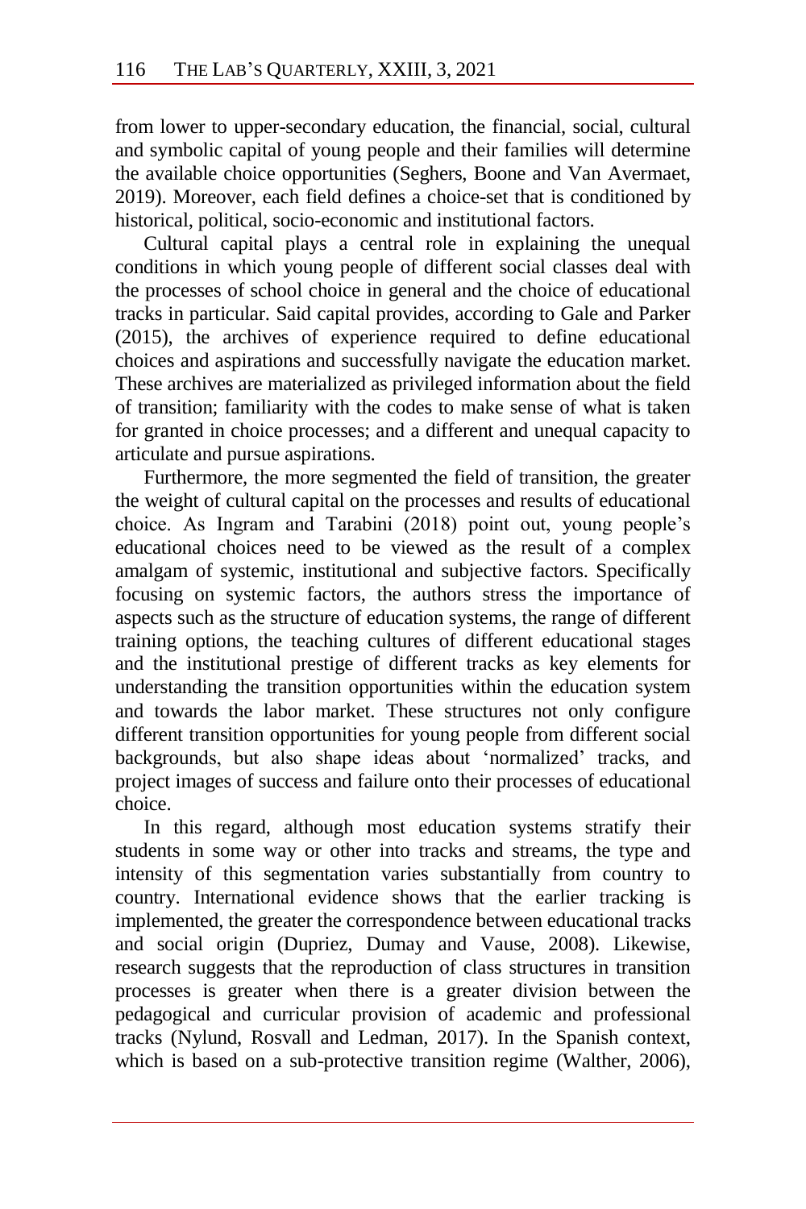from lower to upper-secondary education, the financial, social, cultural and symbolic capital of young people and their families will determine the available choice opportunities (Seghers, Boone and Van Avermaet, 2019). Moreover, each field defines a choice-set that is conditioned by historical, political, socio-economic and institutional factors.

Cultural capital plays a central role in explaining the unequal conditions in which young people of different social classes deal with the processes of school choice in general and the choice of educational tracks in particular. Said capital provides, according to Gale and Parker (2015), the archives of experience required to define educational choices and aspirations and successfully navigate the education market. These archives are materialized as privileged information about the field of transition; familiarity with the codes to make sense of what is taken for granted in choice processes; and a different and unequal capacity to articulate and pursue aspirations.

Furthermore, the more segmented the field of transition, the greater the weight of cultural capital on the processes and results of educational choice. As Ingram and Tarabini (2018) point out, young people's educational choices need to be viewed as the result of a complex amalgam of systemic, institutional and subjective factors. Specifically focusing on systemic factors, the authors stress the importance of aspects such as the structure of education systems, the range of different training options, the teaching cultures of different educational stages and the institutional prestige of different tracks as key elements for understanding the transition opportunities within the education system and towards the labor market. These structures not only configure different transition opportunities for young people from different social backgrounds, but also shape ideas about 'normalized' tracks, and project images of success and failure onto their processes of educational choice.

In this regard, although most education systems stratify their students in some way or other into tracks and streams, the type and intensity of this segmentation varies substantially from country to country. International evidence shows that the earlier tracking is implemented, the greater the correspondence between educational tracks and social origin (Dupriez, Dumay and Vause, 2008). Likewise, research suggests that the reproduction of class structures in transition processes is greater when there is a greater division between the pedagogical and curricular provision of academic and professional tracks (Nylund, Rosvall and Ledman, 2017). In the Spanish context, which is based on a sub-protective transition regime (Walther, 2006),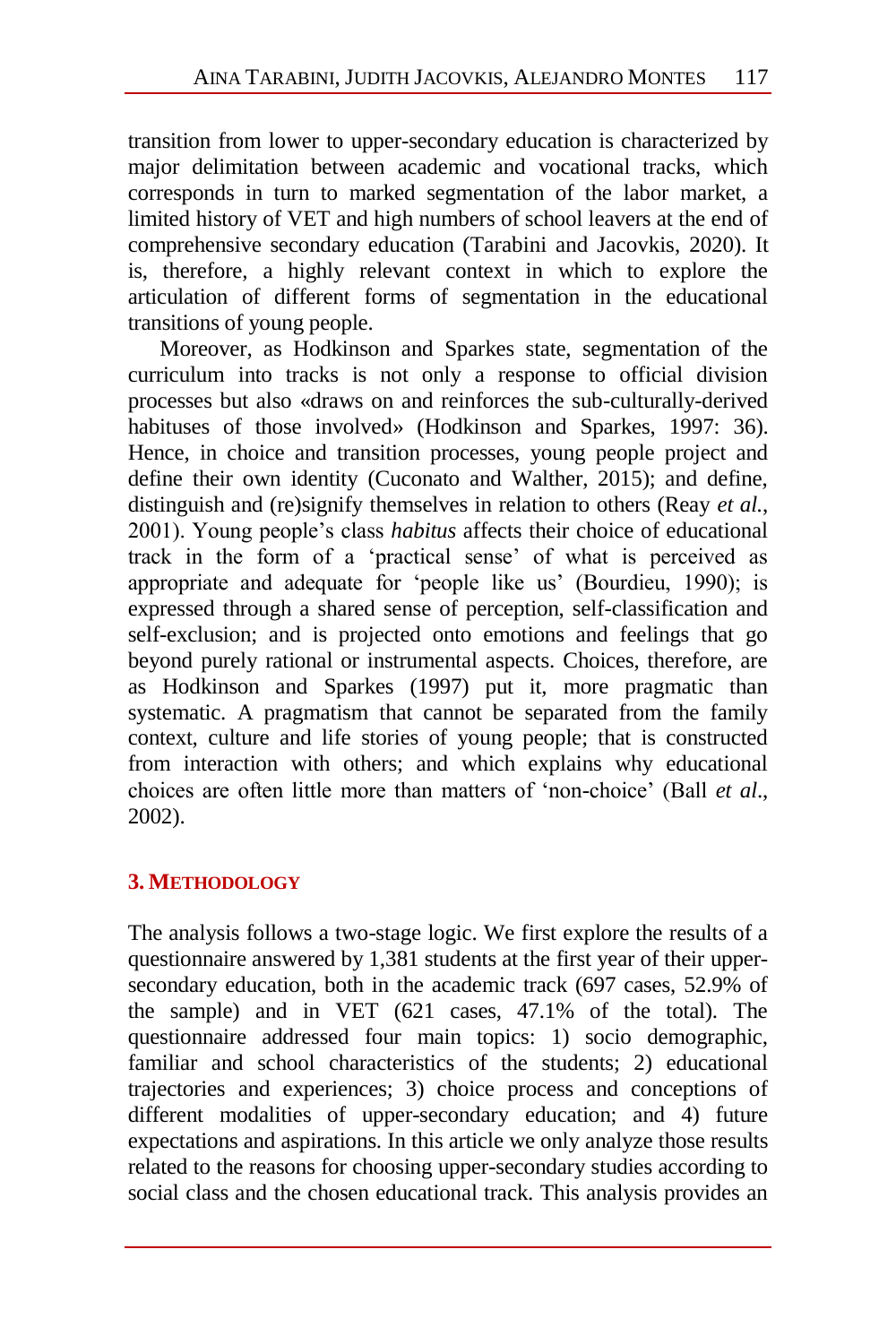transition from lower to upper-secondary education is characterized by major delimitation between academic and vocational tracks, which corresponds in turn to marked segmentation of the labor market, a limited history of VET and high numbers of school leavers at the end of comprehensive secondary education (Tarabini and Jacovkis, 2020). It is, therefore, a highly relevant context in which to explore the articulation of different forms of segmentation in the educational transitions of young people.

Moreover, as Hodkinson and Sparkes state, segmentation of the curriculum into tracks is not only a response to official division processes but also «draws on and reinforces the sub-culturally-derived habituses of those involved» (Hodkinson and Sparkes, 1997: 36). Hence, in choice and transition processes, young people project and define their own identity (Cuconato and Walther, 2015); and define, distinguish and (re)signify themselves in relation to others (Reay *et al.*, 2001). Young people's class *habitus* affects their choice of educational track in the form of a 'practical sense' of what is perceived as appropriate and adequate for 'people like us' (Bourdieu, 1990); is expressed through a shared sense of perception, self-classification and self-exclusion; and is projected onto emotions and feelings that go beyond purely rational or instrumental aspects. Choices, therefore, are as Hodkinson and Sparkes (1997) put it, more pragmatic than systematic. A pragmatism that cannot be separated from the family context, culture and life stories of young people; that is constructed from interaction with others; and which explains why educational choices are often little more than matters of 'non-choice' (Ball *et al*., 2002).

## 3. Methodology

The analysis follows a two-stage logic. We first explore the results of a questionnaire answered by 1,381 students at the first year of their upper-secondary education, both in the academic track (697 cases, 52.9% of the sample) and in VET (621 cases, 47.1% of the total). The questionnaire addressed four main topics: 1) socio demographic, familiar and school characteristics of the students; 2) educational trajectories and experiences; 3) choice process and conceptions of different modalities of upper-secondary education; and 4) future expectations and aspirations. In this article we only analyze those results related to the reasons for choosing upper-secondary studies according to social class and the chosen educational track. This analysis provides an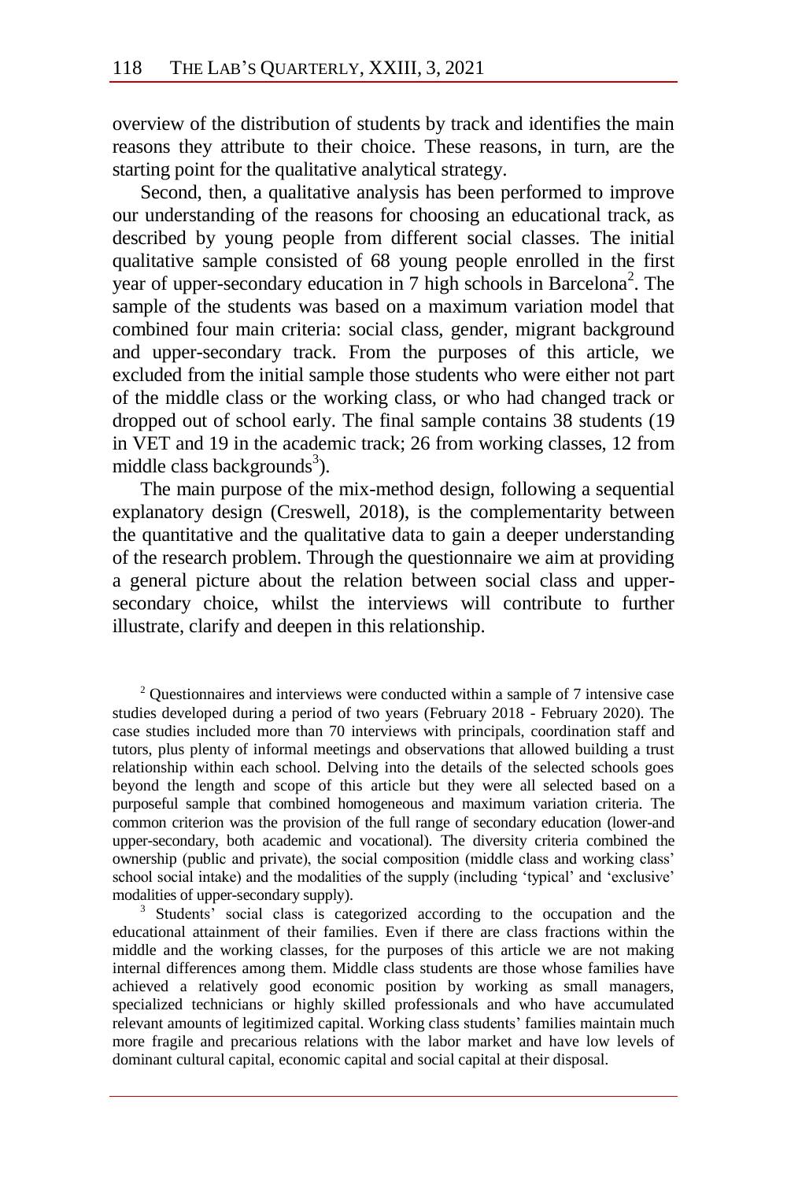overview of the distribution of students by track and identifies the main reasons they attribute to their choice. These reasons, in turn, are the starting point for the qualitative analytical strategy.

Second, then, a qualitative analysis has been performed to improve our understanding of the reasons for choosing an educational track, as described by young people from different social classes. The initial qualitative sample consisted of 68 young people enrolled in the first year of upper-secondary education in 7 high schools in Barcelona[2]. The sample of the students was based on a maximum variation model that combined four main criteria: social class, gender, migrant background and upper-secondary track. From the purposes of this article, we excluded from the initial sample those students who were either not part of the middle class or the working class, or who had changed track or dropped out of school early. The final sample contains 38 students (19 in VET and 19 in the academic track; 26 from working classes, 12 from middle class backgrounds[3]).

The main purpose of the mix-method design, following a sequential explanatory design (Creswell, 2018), is the complementarity between the quantitative and the qualitative data to gain a deeper understanding of the research problem. Through the questionnaire we aim at providing a general picture about the relation between social class and upper-secondary choice, whilst the interviews will contribute to further illustrate, clarify and deepen in this relationship.

[2] Questionnaires and interviews were conducted within a sample of 7 intensive case studies developed during a period of two years (February 2018 - February 2020). The case studies included more than 70 interviews with principals, coordination staff and tutors, plus plenty of informal meetings and observations that allowed building a trust relationship within each school. Delving into the details of the selected schools goes beyond the length and scope of this article but they were all selected based on a purposeful sample that combined homogeneous and maximum variation criteria. The common criterion was the provision of the full range of secondary education (lower-and upper-secondary, both academic and vocational). The diversity criteria combined the ownership (public and private), the social composition (middle class and working class' school social intake) and the modalities of the supply (including 'typical' and 'exclusive' modalities of upper-secondary supply).

[3] Students' social class is categorized according to the occupation and the educational attainment of their families. Even if there are class fractions within the middle and the working classes, for the purposes of this article we are not making internal differences among them. Middle class students are those whose families have achieved a relatively good economic position by working as small managers, specialized technicians or highly skilled professionals and who have accumulated relevant amounts of legitimized capital. Working class students' families maintain much more fragile and precarious relations with the labor market and have low levels of dominant cultural capital, economic capital and social capital at their disposal.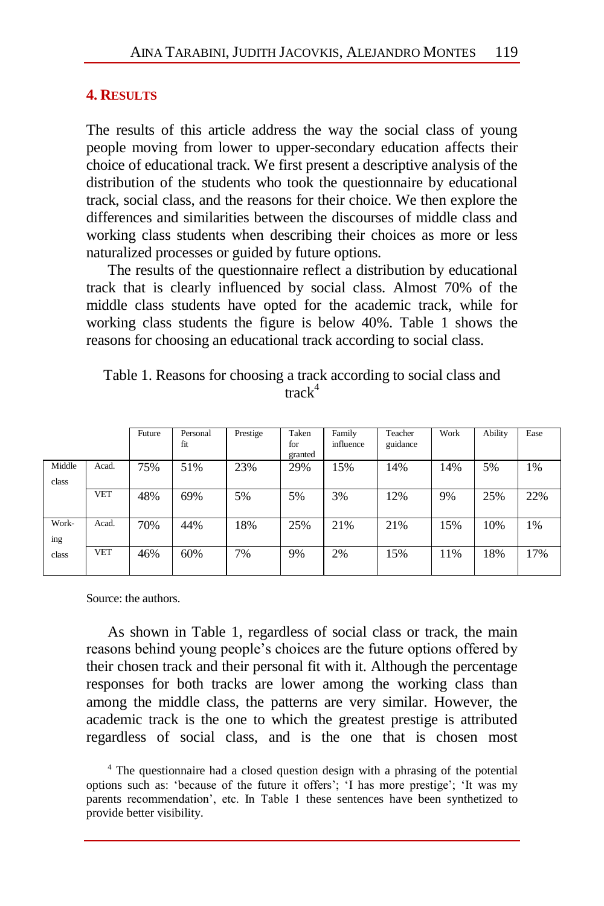## 4. Results

The results of this article address the way the social class of young people moving from lower to upper-secondary education affects their choice of educational track. We first present a descriptive analysis of the distribution of the students who took the questionnaire by educational track, social class, and the reasons for their choice. We then explore the differences and similarities between the discourses of middle class and working class students when describing their choices as more or less naturalized processes or guided by future options.

The results of the questionnaire reflect a distribution by educational track that is clearly influenced by social class. Almost 70% of the middle class students have opted for the academic track, while for working class students the figure is below 40%. Table 1 shows the reasons for choosing an educational track according to social class.

Table 1. Reasons for choosing a track according to social class and track[4]

| | | Future | Personal fit | Prestige | Taken for granted | Family influence | Teacher guidance | Work | Ability | Ease |
|---|---|---|---|---|---|---|---|---|---|---|
| Middle class | Acad. | 75% | 51% | 23% | 29% | 15% | 14% | 14% | 5% | 1% |
| | VET | 48% | 69% | 5% | 5% | 3% | 12% | 9% | 25% | 22% |
| Working class | Acad. | 70% | 44% | 18% | 25% | 21% | 21% | 15% | 10% | 1% |
| | VET | 46% | 60% | 7% | 9% | 2% | 15% | 11% | 18% | 17% |

Source: the authors.

As shown in Table 1, regardless of social class or track, the main reasons behind young people's choices are the future options offered by their chosen track and their personal fit with it. Although the percentage responses for both tracks are lower among the working class than among the middle class, the patterns are very similar. However, the academic track is the one to which the greatest prestige is attributed regardless of social class, and is the one that is chosen most

[4] The questionnaire had a closed question design with a phrasing of the potential options such as: 'because of the future it offers'; 'I has more prestige'; 'It was my parents recommendation', etc. In Table 1 these sentences have been synthetized to provide better visibility.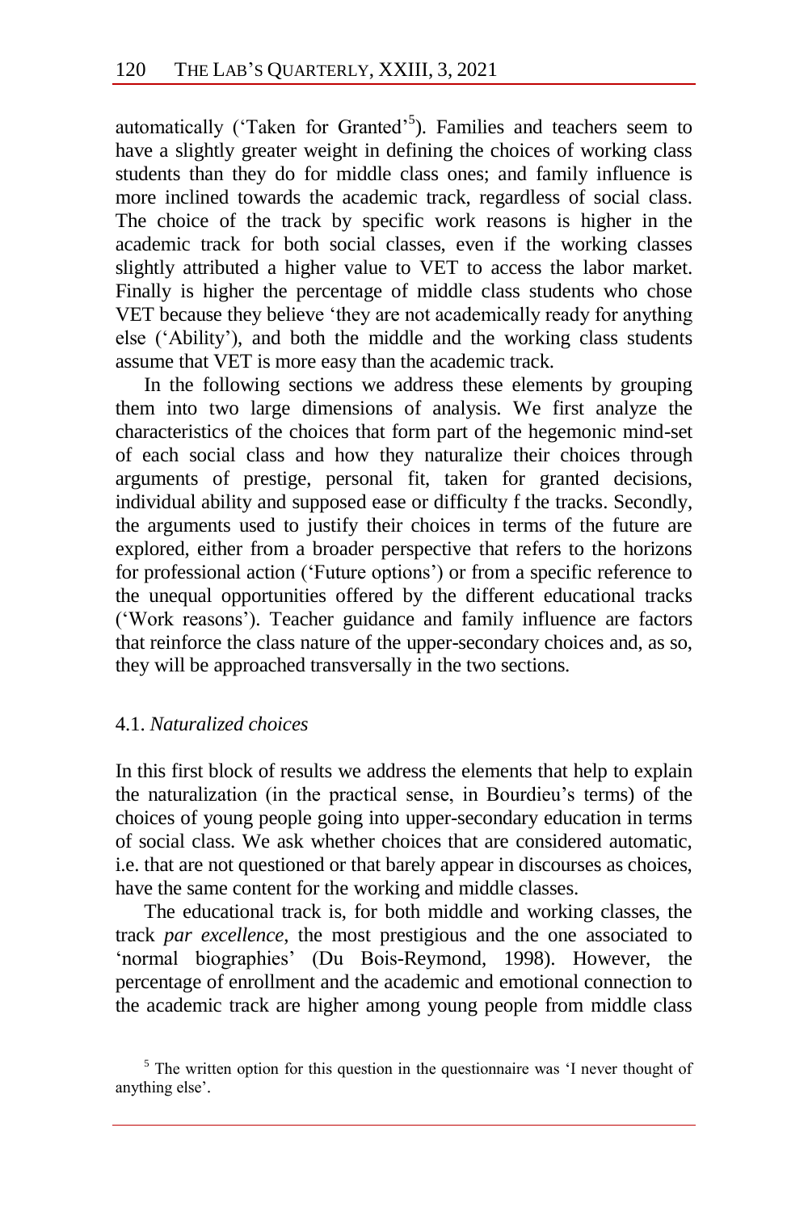automatically ('Taken for Granted'[5]). Families and teachers seem to have a slightly greater weight in defining the choices of working class students than they do for middle class ones; and family influence is more inclined towards the academic track, regardless of social class. The choice of the track by specific work reasons is higher in the academic track for both social classes, even if the working classes slightly attributed a higher value to VET to access the labor market. Finally is higher the percentage of middle class students who chose VET because they believe 'they are not academically ready for anything else ('Ability'), and both the middle and the working class students assume that VET is more easy than the academic track.

In the following sections we address these elements by grouping them into two large dimensions of analysis. We first analyze the characteristics of the choices that form part of the hegemonic mind-set of each social class and how they naturalize their choices through arguments of prestige, personal fit, taken for granted decisions, individual ability and supposed ease or difficulty f the tracks. Secondly, the arguments used to justify their choices in terms of the future are explored, either from a broader perspective that refers to the horizons for professional action ('Future options') or from a specific reference to the unequal opportunities offered by the different educational tracks ('Work reasons'). Teacher guidance and family influence are factors that reinforce the class nature of the upper-secondary choices and, as so, they will be approached transversally in the two sections.

### 4.1. *Naturalized choices*

In this first block of results we address the elements that help to explain the naturalization (in the practical sense, in Bourdieu's terms) of the choices of young people going into upper-secondary education in terms of social class. We ask whether choices that are considered automatic, i.e. that are not questioned or that barely appear in discourses as choices, have the same content for the working and middle classes.

The educational track is, for both middle and working classes, the track *par excellence*, the most prestigious and the one associated to 'normal biographies' (Du Bois-Reymond, 1998). However, the percentage of enrollment and the academic and emotional connection to the academic track are higher among young people from middle class

[5] The written option for this question in the questionnaire was 'I never thought of anything else'.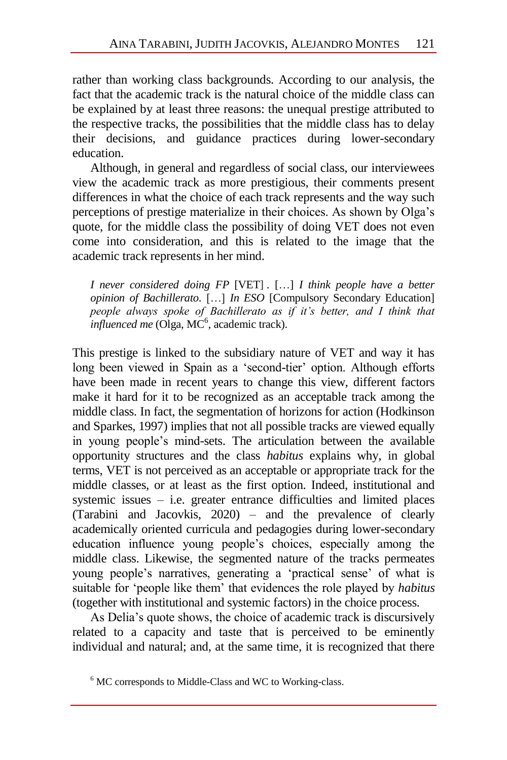rather than working class backgrounds. According to our analysis, the fact that the academic track is the natural choice of the middle class can be explained by at least three reasons: the unequal prestige attributed to the respective tracks, the possibilities that the middle class has to delay their decisions, and guidance practices during lower-secondary education.

Although, in general and regardless of social class, our interviewees view the academic track as more prestigious, their comments present differences in what the choice of each track represents and the way such perceptions of prestige materialize in their choices. As shown by Olga's quote, for the middle class the possibility of doing VET does not even come into consideration, and this is related to the image that the academic track represents in her mind.

> *I never considered doing FP* [VET] . […] *I think people have a better opinion of Bachillerato.* […] *In ESO* [Compulsory Secondary Education] *people always spoke of Bachillerato as if it's better, and I think that influenced me* (Olga, MC[6], academic track).

This prestige is linked to the subsidiary nature of VET and way it has long been viewed in Spain as a 'second-tier' option. Although efforts have been made in recent years to change this view, different factors make it hard for it to be recognized as an acceptable track among the middle class. In fact, the segmentation of horizons for action (Hodkinson and Sparkes, 1997) implies that not all possible tracks are viewed equally in young people's mind-sets. The articulation between the available opportunity structures and the class *habitus* explains why, in global terms, VET is not perceived as an acceptable or appropriate track for the middle classes, or at least as the first option. Indeed, institutional and systemic issues – i.e. greater entrance difficulties and limited places (Tarabini and Jacovkis, 2020) – and the prevalence of clearly academically oriented curricula and pedagogies during lower-secondary education influence young people's choices, especially among the middle class. Likewise, the segmented nature of the tracks permeates young people's narratives, generating a 'practical sense' of what is suitable for 'people like them' that evidences the role played by *habitus* (together with institutional and systemic factors) in the choice process.

As Delia's quote shows, the choice of academic track is discursively related to a capacity and taste that is perceived to be eminently individual and natural; and, at the same time, it is recognized that there

[6] MC corresponds to Middle-Class and WC to Working-class.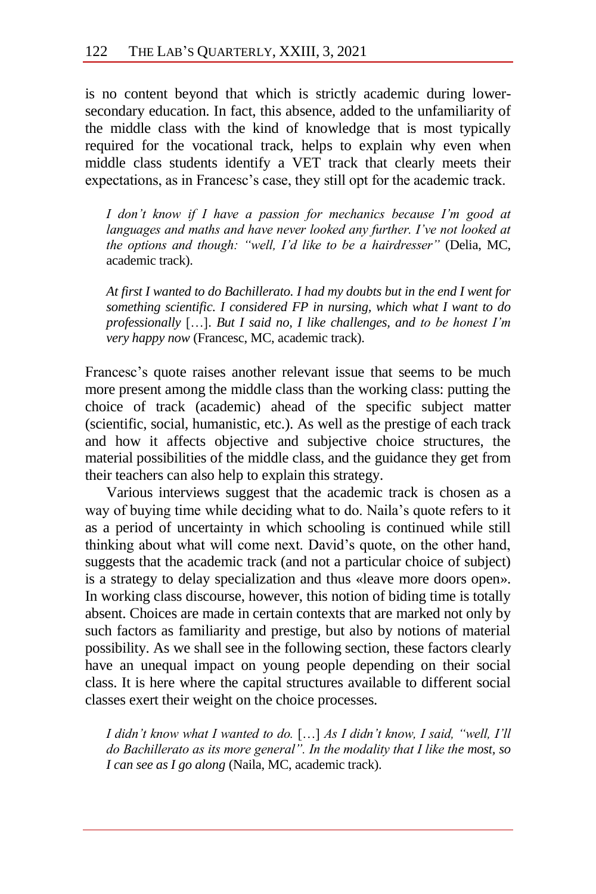is no content beyond that which is strictly academic during lower-secondary education. In fact, this absence, added to the unfamiliarity of the middle class with the kind of knowledge that is most typically required for the vocational track, helps to explain why even when middle class students identify a VET track that clearly meets their expectations, as in Francesc's case, they still opt for the academic track.

> *I don't know if I have a passion for mechanics because I'm good at languages and maths and have never looked any further. I've not looked at the options and though: "well, I'd like to be a hairdresser"* (Delia, MC, academic track).

> *At first I wanted to do Bachillerato. I had my doubts but in the end I went for something scientific. I considered FP in nursing, which what I want to do professionally* […]. *But I said no, I like challenges, and to be honest I'm very happy now* (Francesc, MC, academic track).

Francesc's quote raises another relevant issue that seems to be much more present among the middle class than the working class: putting the choice of track (academic) ahead of the specific subject matter (scientific, social, humanistic, etc.). As well as the prestige of each track and how it affects objective and subjective choice structures, the material possibilities of the middle class, and the guidance they get from their teachers can also help to explain this strategy.

Various interviews suggest that the academic track is chosen as a way of buying time while deciding what to do. Naila's quote refers to it as a period of uncertainty in which schooling is continued while still thinking about what will come next. David's quote, on the other hand, suggests that the academic track (and not a particular choice of subject) is a strategy to delay specialization and thus «leave more doors open». In working class discourse, however, this notion of biding time is totally absent. Choices are made in certain contexts that are marked not only by such factors as familiarity and prestige, but also by notions of material possibility. As we shall see in the following section, these factors clearly have an unequal impact on young people depending on their social class. It is here where the capital structures available to different social classes exert their weight on the choice processes.

> *I didn't know what I wanted to do.* […] *As I didn't know, I said, "well, I'll do Bachillerato as its more general". In the modality that I like the most, so I can see as I go along* (Naila, MC, academic track).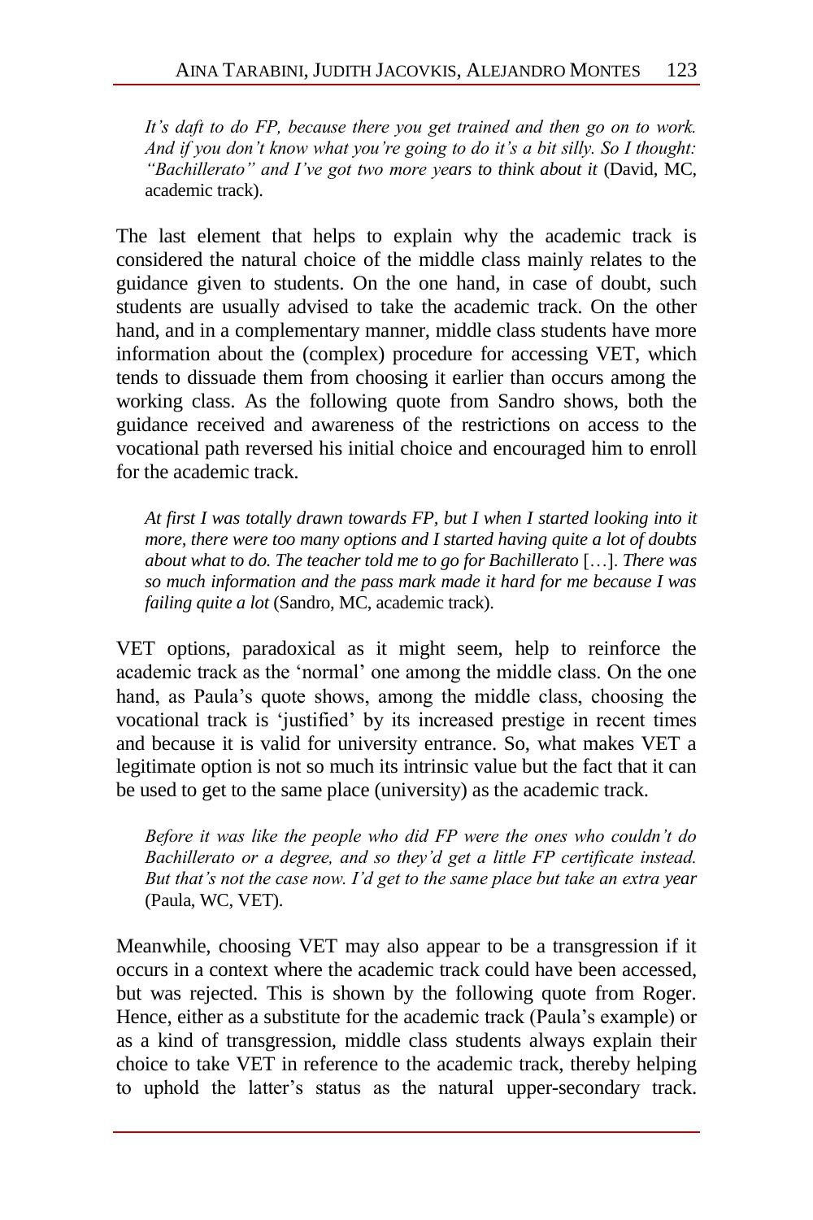*It's daft to do FP, because there you get trained and then go on to work. And if you don't know what you're going to do it's a bit silly. So I thought: "Bachillerato" and I've got two more years to think about it* (David, MC, academic track).

The last element that helps to explain why the academic track is considered the natural choice of the middle class mainly relates to the guidance given to students. On the one hand, in case of doubt, such students are usually advised to take the academic track. On the other hand, and in a complementary manner, middle class students have more information about the (complex) procedure for accessing VET, which tends to dissuade them from choosing it earlier than occurs among the working class. As the following quote from Sandro shows, both the guidance received and awareness of the restrictions on access to the vocational path reversed his initial choice and encouraged him to enroll for the academic track.

*At first I was totally drawn towards FP, but I when I started looking into it more, there were too many options and I started having quite a lot of doubts about what to do. The teacher told me to go for Bachillerato* […]. *There was so much information and the pass mark made it hard for me because I was failing quite a lot* (Sandro, MC, academic track).

VET options, paradoxical as it might seem, help to reinforce the academic track as the 'normal' one among the middle class. On the one hand, as Paula's quote shows, among the middle class, choosing the vocational track is 'justified' by its increased prestige in recent times and because it is valid for university entrance. So, what makes VET a legitimate option is not so much its intrinsic value but the fact that it can be used to get to the same place (university) as the academic track.

*Before it was like the people who did FP were the ones who couldn't do Bachillerato or a degree, and so they'd get a little FP certificate instead. But that's not the case now. I'd get to the same place but take an extra year* (Paula, WC, VET).

Meanwhile, choosing VET may also appear to be a transgression if it occurs in a context where the academic track could have been accessed, but was rejected. This is shown by the following quote from Roger. Hence, either as a substitute for the academic track (Paula's example) or as a kind of transgression, middle class students always explain their choice to take VET in reference to the academic track, thereby helping to uphold the latter's status as the natural upper-secondary track.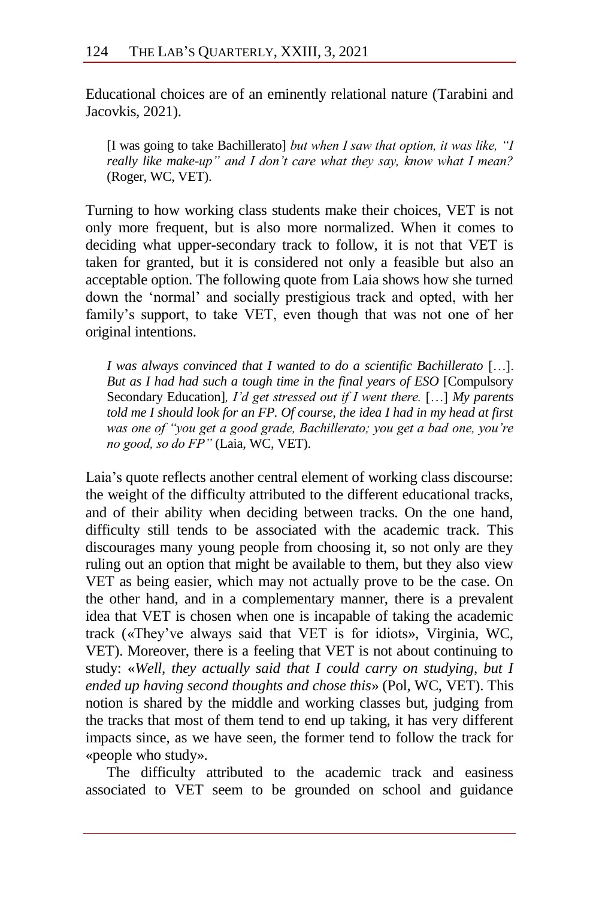Educational choices are of an eminently relational nature (Tarabini and Jacovkis, 2021).

> [I was going to take Bachillerato] *but when I saw that option, it was like, "I really like make-up" and I don't care what they say, know what I mean?* (Roger, WC, VET).

Turning to how working class students make their choices, VET is not only more frequent, but is also more normalized. When it comes to deciding what upper-secondary track to follow, it is not that VET is taken for granted, but it is considered not only a feasible but also an acceptable option. The following quote from Laia shows how she turned down the 'normal' and socially prestigious track and opted, with her family's support, to take VET, even though that was not one of her original intentions.

> *I was always convinced that I wanted to do a scientific Bachillerato* […]. *But as I had had such a tough time in the final years of ESO* [Compulsory Secondary Education]*, I'd get stressed out if I went there.* […] *My parents told me I should look for an FP. Of course, the idea I had in my head at first was one of "you get a good grade, Bachillerato; you get a bad one, you're no good, so do FP"* (Laia, WC, VET).

Laia's quote reflects another central element of working class discourse: the weight of the difficulty attributed to the different educational tracks, and of their ability when deciding between tracks. On the one hand, difficulty still tends to be associated with the academic track. This discourages many young people from choosing it, so not only are they ruling out an option that might be available to them, but they also view VET as being easier, which may not actually prove to be the case. On the other hand, and in a complementary manner, there is a prevalent idea that VET is chosen when one is incapable of taking the academic track («They've always said that VET is for idiots», Virginia, WC, VET). Moreover, there is a feeling that VET is not about continuing to study: «*Well, they actually said that I could carry on studying, but I ended up having second thoughts and chose this*» (Pol, WC, VET). This notion is shared by the middle and working classes but, judging from the tracks that most of them tend to end up taking, it has very different impacts since, as we have seen, the former tend to follow the track for «people who study».

The difficulty attributed to the academic track and easiness associated to VET seem to be grounded on school and guidance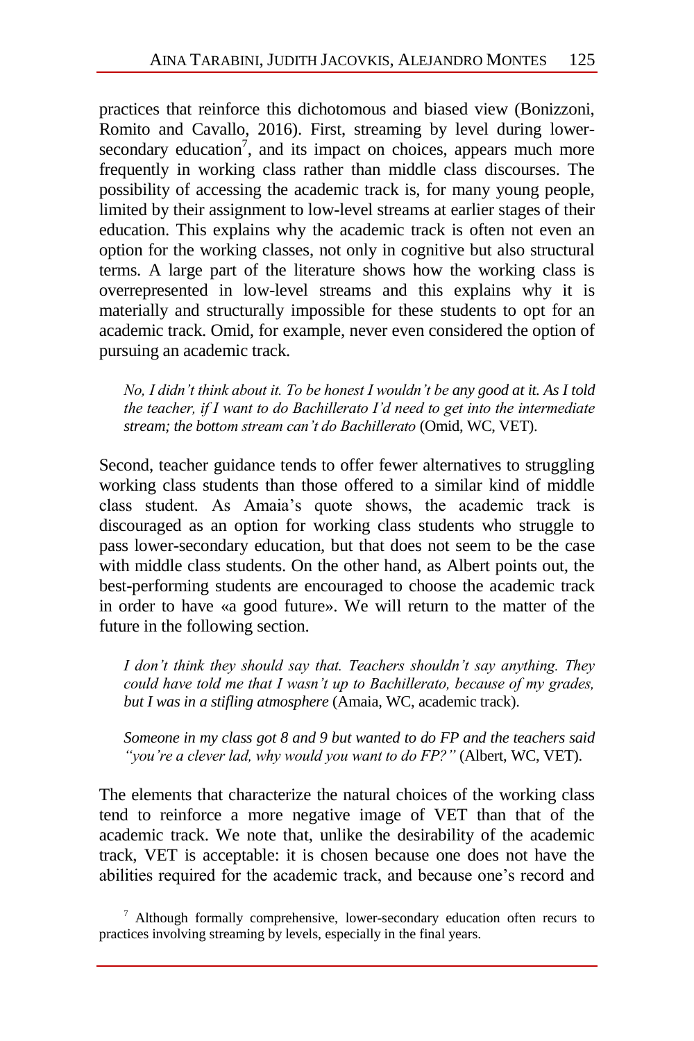practices that reinforce this dichotomous and biased view (Bonizzoni, Romito and Cavallo, 2016). First, streaming by level during lower-secondary education[7], and its impact on choices, appears much more frequently in working class rather than middle class discourses. The possibility of accessing the academic track is, for many young people, limited by their assignment to low-level streams at earlier stages of their education. This explains why the academic track is often not even an option for the working classes, not only in cognitive but also structural terms. A large part of the literature shows how the working class is overrepresented in low-level streams and this explains why it is materially and structurally impossible for these students to opt for an academic track. Omid, for example, never even considered the option of pursuing an academic track.

> *No, I didn't think about it. To be honest I wouldn't be any good at it. As I told the teacher, if I want to do Bachillerato I'd need to get into the intermediate stream; the bottom stream can't do Bachillerato* (Omid, WC, VET).

Second, teacher guidance tends to offer fewer alternatives to struggling working class students than those offered to a similar kind of middle class student. As Amaia's quote shows, the academic track is discouraged as an option for working class students who struggle to pass lower-secondary education, but that does not seem to be the case with middle class students. On the other hand, as Albert points out, the best-performing students are encouraged to choose the academic track in order to have «a good future». We will return to the matter of the future in the following section.

> *I don't think they should say that. Teachers shouldn't say anything. They could have told me that I wasn't up to Bachillerato, because of my grades, but I was in a stifling atmosphere* (Amaia, WC, academic track).

> *Someone in my class got 8 and 9 but wanted to do FP and the teachers said "you're a clever lad, why would you want to do FP?"* (Albert, WC, VET).

The elements that characterize the natural choices of the working class tend to reinforce a more negative image of VET than that of the academic track. We note that, unlike the desirability of the academic track, VET is acceptable: it is chosen because one does not have the abilities required for the academic track, and because one's record and

[7] Although formally comprehensive, lower-secondary education often recurs to practices involving streaming by levels, especially in the final years.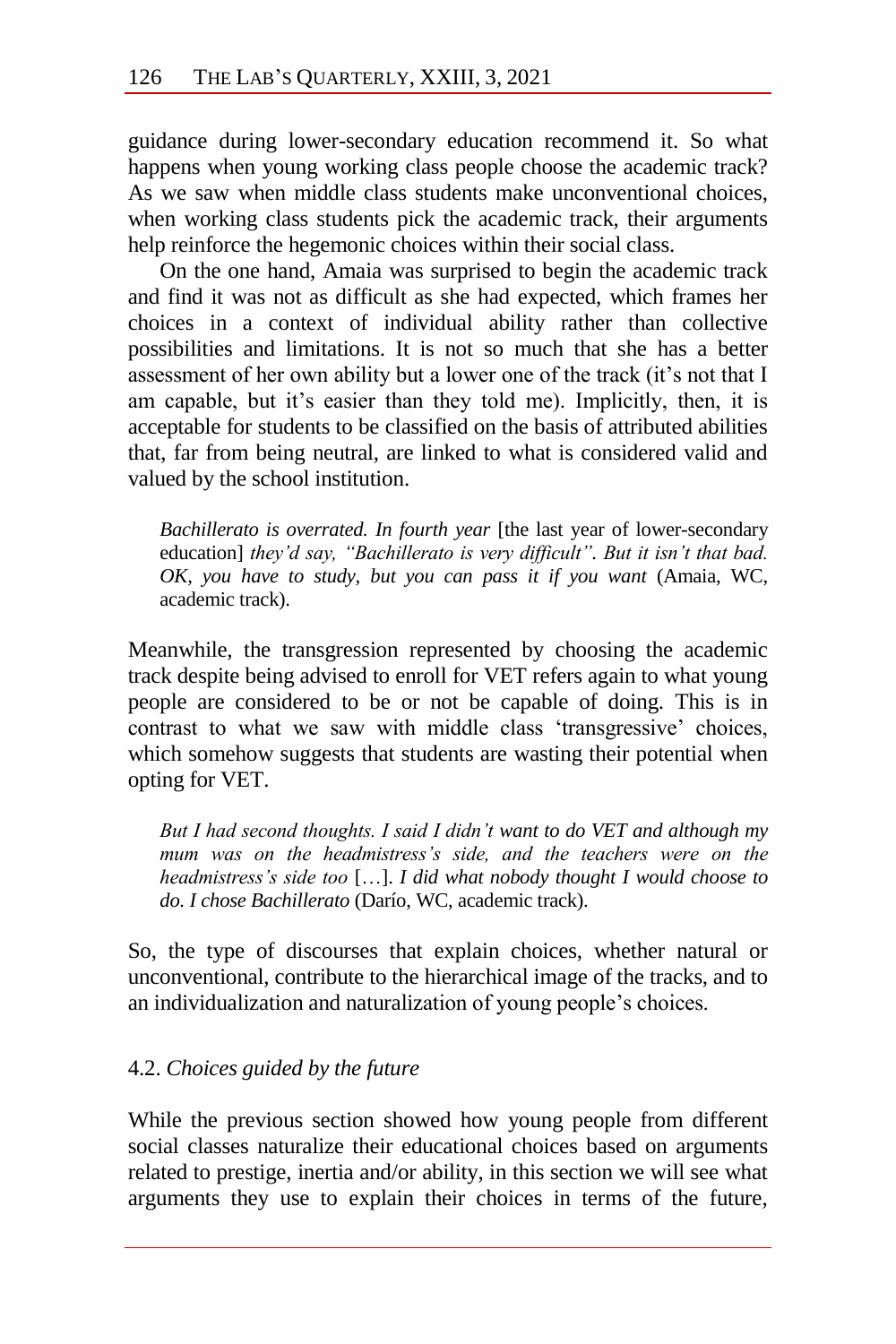guidance during lower-secondary education recommend it. So what happens when young working class people choose the academic track? As we saw when middle class students make unconventional choices, when working class students pick the academic track, their arguments help reinforce the hegemonic choices within their social class.

On the one hand, Amaia was surprised to begin the academic track and find it was not as difficult as she had expected, which frames her choices in a context of individual ability rather than collective possibilities and limitations. It is not so much that she has a better assessment of her own ability but a lower one of the track (it's not that I am capable, but it's easier than they told me). Implicitly, then, it is acceptable for students to be classified on the basis of attributed abilities that, far from being neutral, are linked to what is considered valid and valued by the school institution.

> *Bachillerato is overrated. In fourth year* [the last year of lower-secondary education] *they'd say, "Bachillerato is very difficult". But it isn't that bad. OK, you have to study, but you can pass it if you want* (Amaia, WC, academic track).

Meanwhile, the transgression represented by choosing the academic track despite being advised to enroll for VET refers again to what young people are considered to be or not be capable of doing. This is in contrast to what we saw with middle class 'transgressive' choices, which somehow suggests that students are wasting their potential when opting for VET.

> *But I had second thoughts. I said I didn't want to do VET and although my mum was on the headmistress's side, and the teachers were on the headmistress's side too* […]. *I did what nobody thought I would choose to do. I chose Bachillerato* (Darío, WC, academic track).

So, the type of discourses that explain choices, whether natural or unconventional, contribute to the hierarchical image of the tracks, and to an individualization and naturalization of young people's choices.

### 4.2. *Choices guided by the future*

While the previous section showed how young people from different social classes naturalize their educational choices based on arguments related to prestige, inertia and/or ability, in this section we will see what arguments they use to explain their choices in terms of the future,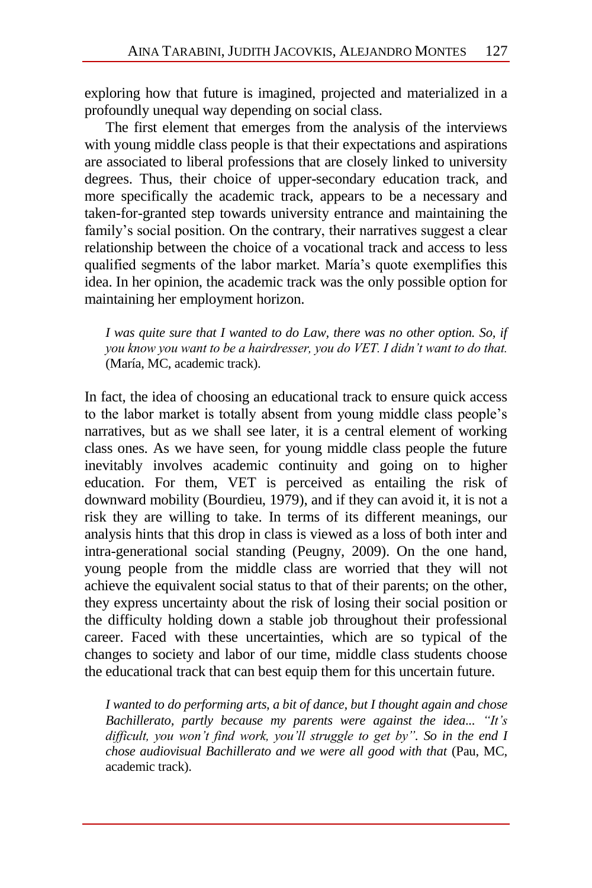exploring how that future is imagined, projected and materialized in a profoundly unequal way depending on social class.

The first element that emerges from the analysis of the interviews with young middle class people is that their expectations and aspirations are associated to liberal professions that are closely linked to university degrees. Thus, their choice of upper-secondary education track, and more specifically the academic track, appears to be a necessary and taken-for-granted step towards university entrance and maintaining the family's social position. On the contrary, their narratives suggest a clear relationship between the choice of a vocational track and access to less qualified segments of the labor market. María's quote exemplifies this idea. In her opinion, the academic track was the only possible option for maintaining her employment horizon.

> *I was quite sure that I wanted to do Law, there was no other option. So, if you know you want to be a hairdresser, you do VET. I didn't want to do that.* (María, MC, academic track).

In fact, the idea of choosing an educational track to ensure quick access to the labor market is totally absent from young middle class people's narratives, but as we shall see later, it is a central element of working class ones. As we have seen, for young middle class people the future inevitably involves academic continuity and going on to higher education. For them, VET is perceived as entailing the risk of downward mobility (Bourdieu, 1979), and if they can avoid it, it is not a risk they are willing to take. In terms of its different meanings, our analysis hints that this drop in class is viewed as a loss of both inter and intra-generational social standing (Peugny, 2009). On the one hand, young people from the middle class are worried that they will not achieve the equivalent social status to that of their parents; on the other, they express uncertainty about the risk of losing their social position or the difficulty holding down a stable job throughout their professional career. Faced with these uncertainties, which are so typical of the changes to society and labor of our time, middle class students choose the educational track that can best equip them for this uncertain future.

> *I wanted to do performing arts, a bit of dance, but I thought again and chose Bachillerato, partly because my parents were against the idea... "It's difficult, you won't find work, you'll struggle to get by". So in the end I chose audiovisual Bachillerato and we were all good with that* (Pau, MC, academic track).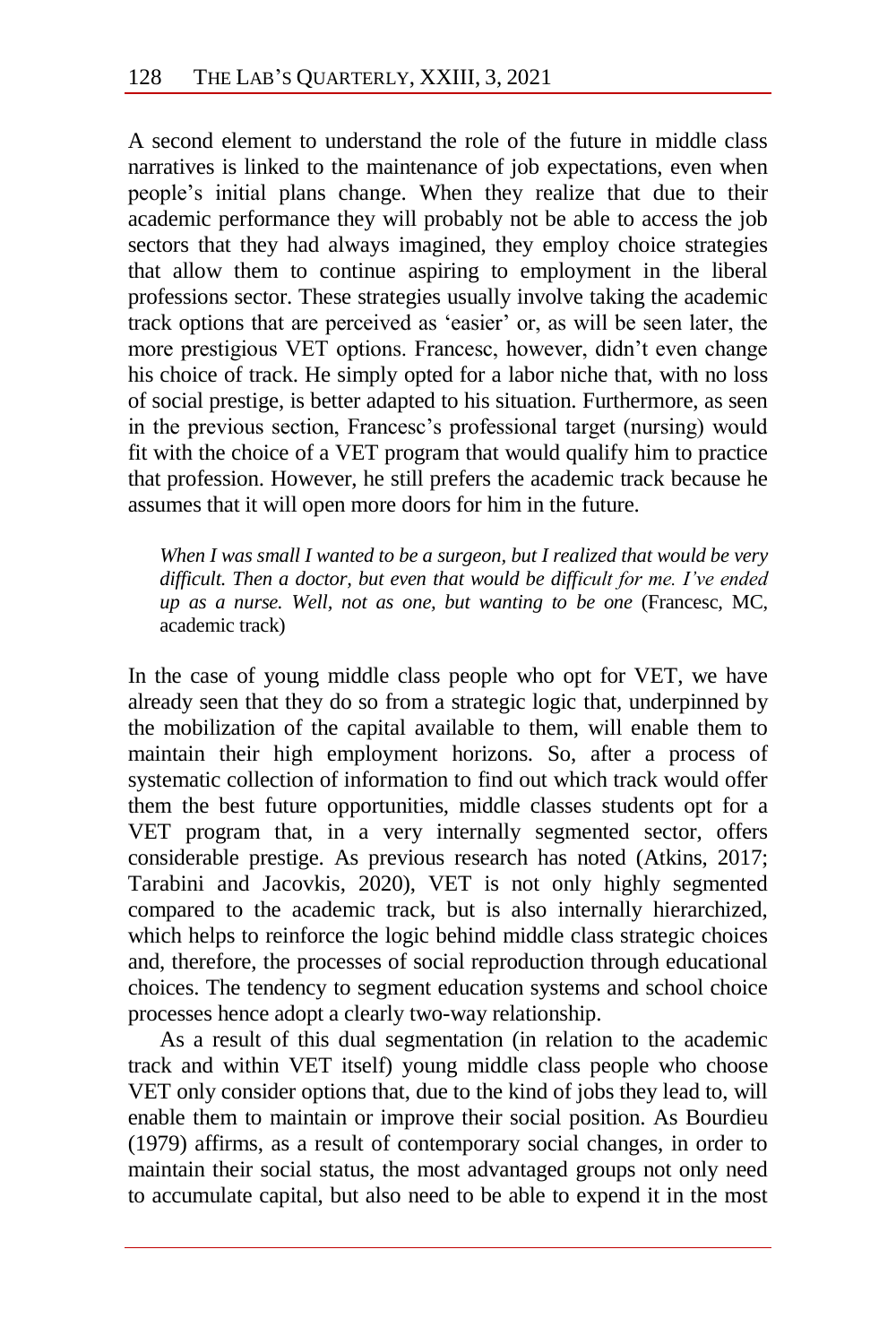A second element to understand the role of the future in middle class narratives is linked to the maintenance of job expectations, even when people's initial plans change. When they realize that due to their academic performance they will probably not be able to access the job sectors that they had always imagined, they employ choice strategies that allow them to continue aspiring to employment in the liberal professions sector. These strategies usually involve taking the academic track options that are perceived as 'easier' or, as will be seen later, the more prestigious VET options. Francesc, however, didn't even change his choice of track. He simply opted for a labor niche that, with no loss of social prestige, is better adapted to his situation. Furthermore, as seen in the previous section, Francesc's professional target (nursing) would fit with the choice of a VET program that would qualify him to practice that profession. However, he still prefers the academic track because he assumes that it will open more doors for him in the future.

> *When I was small I wanted to be a surgeon, but I realized that would be very difficult. Then a doctor, but even that would be difficult for me. I've ended up as a nurse. Well, not as one, but wanting to be one* (Francesc, MC, academic track)

In the case of young middle class people who opt for VET, we have already seen that they do so from a strategic logic that, underpinned by the mobilization of the capital available to them, will enable them to maintain their high employment horizons. So, after a process of systematic collection of information to find out which track would offer them the best future opportunities, middle classes students opt for a VET program that, in a very internally segmented sector, offers considerable prestige. As previous research has noted (Atkins, 2017; Tarabini and Jacovkis, 2020), VET is not only highly segmented compared to the academic track, but is also internally hierarchized, which helps to reinforce the logic behind middle class strategic choices and, therefore, the processes of social reproduction through educational choices. The tendency to segment education systems and school choice processes hence adopt a clearly two-way relationship.

As a result of this dual segmentation (in relation to the academic track and within VET itself) young middle class people who choose VET only consider options that, due to the kind of jobs they lead to, will enable them to maintain or improve their social position. As Bourdieu (1979) affirms, as a result of contemporary social changes, in order to maintain their social status, the most advantaged groups not only need to accumulate capital, but also need to be able to expend it in the most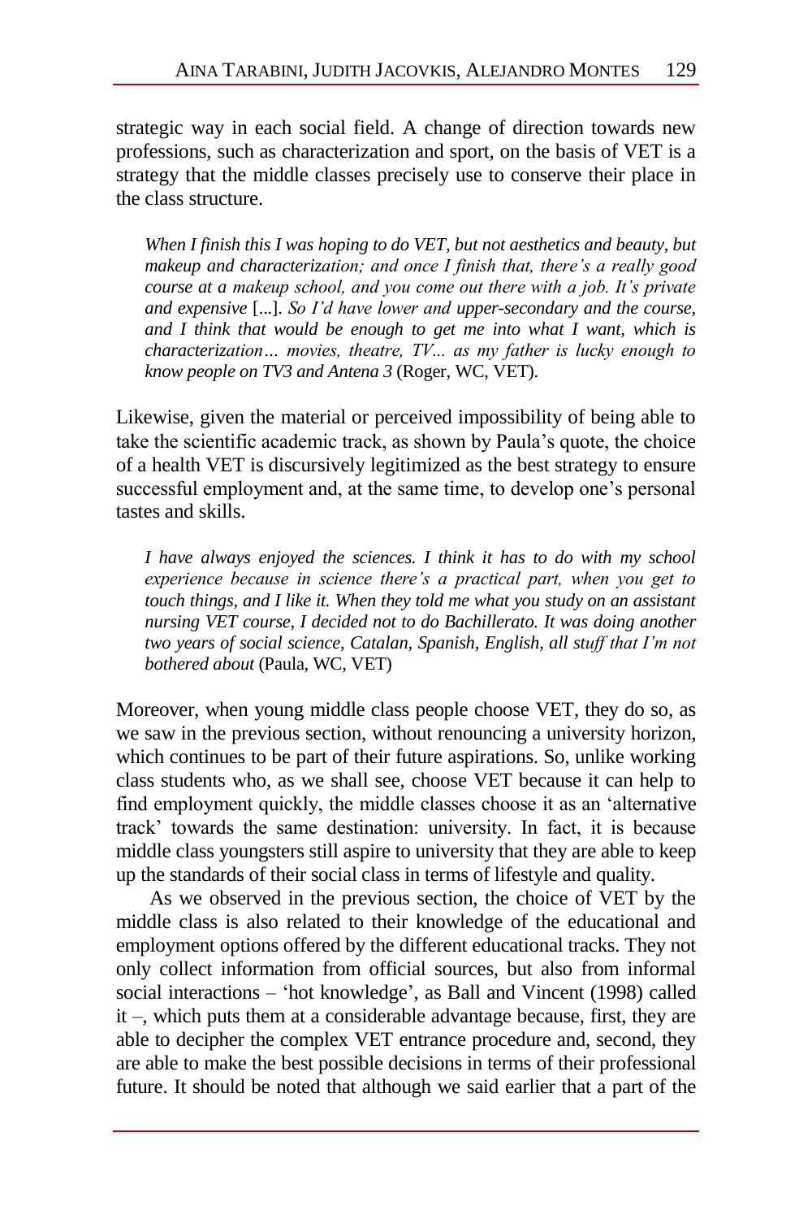strategic way in each social field. A change of direction towards new professions, such as characterization and sport, on the basis of VET is a strategy that the middle classes precisely use to conserve their place in the class structure.

> *When I finish this I was hoping to do VET, but not aesthetics and beauty, but makeup and characterization; and once I finish that, there's a really good course at a makeup school, and you come out there with a job. It's private and expensive* [...]. *So I'd have lower and upper-secondary and the course, and I think that would be enough to get me into what I want, which is characterization… movies, theatre, TV... as my father is lucky enough to know people on TV3 and Antena 3* (Roger, WC, VET).

Likewise, given the material or perceived impossibility of being able to take the scientific academic track, as shown by Paula's quote, the choice of a health VET is discursively legitimized as the best strategy to ensure successful employment and, at the same time, to develop one's personal tastes and skills.

> *I have always enjoyed the sciences. I think it has to do with my school experience because in science there's a practical part, when you get to touch things, and I like it. When they told me what you study on an assistant nursing VET course, I decided not to do Bachillerato. It was doing another two years of social science, Catalan, Spanish, English, all stuff that I'm not bothered about* (Paula, WC, VET)

Moreover, when young middle class people choose VET, they do so, as we saw in the previous section, without renouncing a university horizon, which continues to be part of their future aspirations. So, unlike working class students who, as we shall see, choose VET because it can help to find employment quickly, the middle classes choose it as an 'alternative track' towards the same destination: university. In fact, it is because middle class youngsters still aspire to university that they are able to keep up the standards of their social class in terms of lifestyle and quality.

As we observed in the previous section, the choice of VET by the middle class is also related to their knowledge of the educational and employment options offered by the different educational tracks. They not only collect information from official sources, but also from informal social interactions – 'hot knowledge', as Ball and Vincent (1998) called it –, which puts them at a considerable advantage because, first, they are able to decipher the complex VET entrance procedure and, second, they are able to make the best possible decisions in terms of their professional future. It should be noted that although we said earlier that a part of the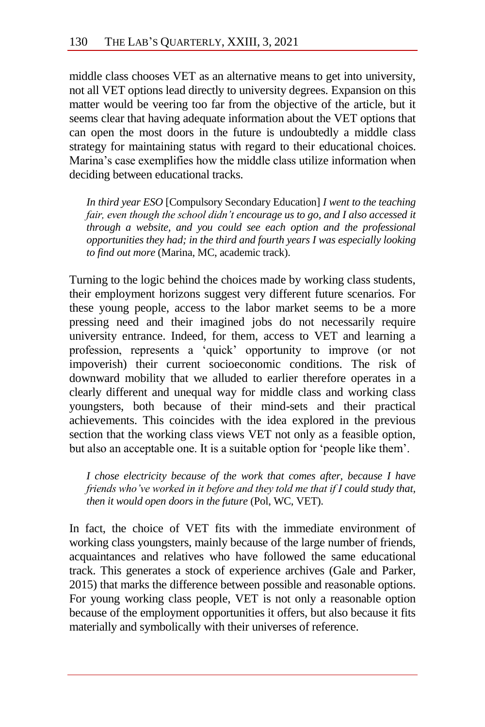middle class chooses VET as an alternative means to get into university, not all VET options lead directly to university degrees. Expansion on this matter would be veering too far from the objective of the article, but it seems clear that having adequate information about the VET options that can open the most doors in the future is undoubtedly a middle class strategy for maintaining status with regard to their educational choices. Marina's case exemplifies how the middle class utilize information when deciding between educational tracks.

> *In third year ESO* [Compulsory Secondary Education] *I went to the teaching fair, even though the school didn't encourage us to go, and I also accessed it through a website, and you could see each option and the professional opportunities they had; in the third and fourth years I was especially looking to find out more* (Marina, MC, academic track).

Turning to the logic behind the choices made by working class students, their employment horizons suggest very different future scenarios. For these young people, access to the labor market seems to be a more pressing need and their imagined jobs do not necessarily require university entrance. Indeed, for them, access to VET and learning a profession, represents a 'quick' opportunity to improve (or not impoverish) their current socioeconomic conditions. The risk of downward mobility that we alluded to earlier therefore operates in a clearly different and unequal way for middle class and working class youngsters, both because of their mind-sets and their practical achievements. This coincides with the idea explored in the previous section that the working class views VET not only as a feasible option, but also an acceptable one. It is a suitable option for 'people like them'.

> *I chose electricity because of the work that comes after, because I have friends who've worked in it before and they told me that if I could study that, then it would open doors in the future* (Pol, WC, VET).

In fact, the choice of VET fits with the immediate environment of working class youngsters, mainly because of the large number of friends, acquaintances and relatives who have followed the same educational track. This generates a stock of experience archives (Gale and Parker, 2015) that marks the difference between possible and reasonable options. For young working class people, VET is not only a reasonable option because of the employment opportunities it offers, but also because it fits materially and symbolically with their universes of reference.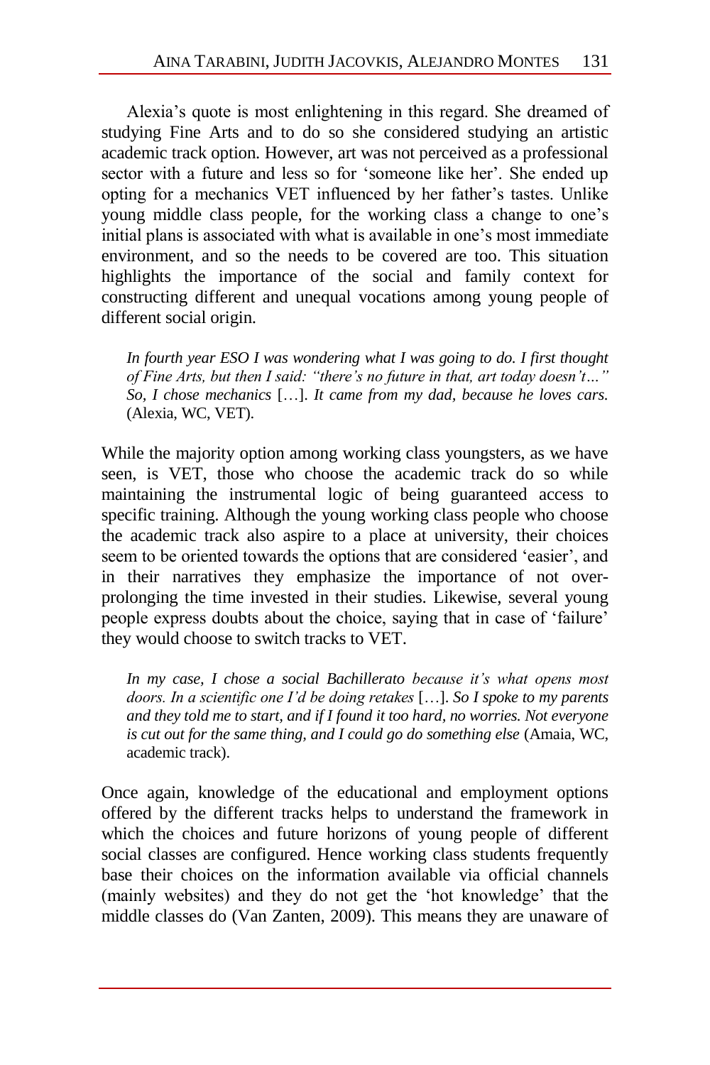Alexia's quote is most enlightening in this regard. She dreamed of studying Fine Arts and to do so she considered studying an artistic academic track option. However, art was not perceived as a professional sector with a future and less so for 'someone like her'. She ended up opting for a mechanics VET influenced by her father's tastes. Unlike young middle class people, for the working class a change to one's initial plans is associated with what is available in one's most immediate environment, and so the needs to be covered are too. This situation highlights the importance of the social and family context for constructing different and unequal vocations among young people of different social origin.

> *In fourth year ESO I was wondering what I was going to do. I first thought of Fine Arts, but then I said: "there's no future in that, art today doesn't…" So, I chose mechanics* […]. *It came from my dad, because he loves cars.* (Alexia, WC, VET).

While the majority option among working class youngsters, as we have seen, is VET, those who choose the academic track do so while maintaining the instrumental logic of being guaranteed access to specific training. Although the young working class people who choose the academic track also aspire to a place at university, their choices seem to be oriented towards the options that are considered 'easier', and in their narratives they emphasize the importance of not over-prolonging the time invested in their studies. Likewise, several young people express doubts about the choice, saying that in case of 'failure' they would choose to switch tracks to VET.

> *In my case, I chose a social Bachillerato because it's what opens most doors. In a scientific one I'd be doing retakes* […]. *So I spoke to my parents and they told me to start, and if I found it too hard, no worries. Not everyone is cut out for the same thing, and I could go do something else* (Amaia, WC, academic track).

Once again, knowledge of the educational and employment options offered by the different tracks helps to understand the framework in which the choices and future horizons of young people of different social classes are configured. Hence working class students frequently base their choices on the information available via official channels (mainly websites) and they do not get the 'hot knowledge' that the middle classes do (Van Zanten, 2009). This means they are unaware of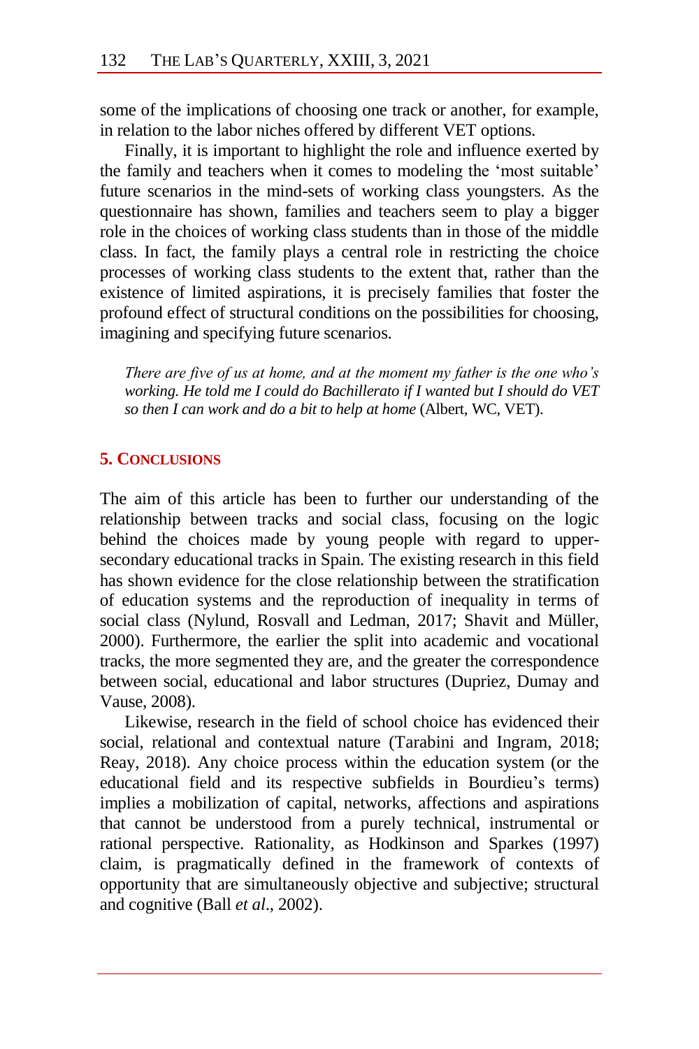some of the implications of choosing one track or another, for example, in relation to the labor niches offered by different VET options.

Finally, it is important to highlight the role and influence exerted by the family and teachers when it comes to modeling the 'most suitable' future scenarios in the mind-sets of working class youngsters. As the questionnaire has shown, families and teachers seem to play a bigger role in the choices of working class students than in those of the middle class. In fact, the family plays a central role in restricting the choice processes of working class students to the extent that, rather than the existence of limited aspirations, it is precisely families that foster the profound effect of structural conditions on the possibilities for choosing, imagining and specifying future scenarios.

> *There are five of us at home, and at the moment my father is the one who's working. He told me I could do Bachillerato if I wanted but I should do VET so then I can work and do a bit to help at home* (Albert, WC, VET).

## 5. CONCLUSIONS

The aim of this article has been to further our understanding of the relationship between tracks and social class, focusing on the logic behind the choices made by young people with regard to upper-secondary educational tracks in Spain. The existing research in this field has shown evidence for the close relationship between the stratification of education systems and the reproduction of inequality in terms of social class (Nylund, Rosvall and Ledman, 2017; Shavit and Müller, 2000). Furthermore, the earlier the split into academic and vocational tracks, the more segmented they are, and the greater the correspondence between social, educational and labor structures (Dupriez, Dumay and Vause, 2008).

Likewise, research in the field of school choice has evidenced their social, relational and contextual nature (Tarabini and Ingram, 2018; Reay, 2018). Any choice process within the education system (or the educational field and its respective subfields in Bourdieu's terms) implies a mobilization of capital, networks, affections and aspirations that cannot be understood from a purely technical, instrumental or rational perspective. Rationality, as Hodkinson and Sparkes (1997) claim, is pragmatically defined in the framework of contexts of opportunity that are simultaneously objective and subjective; structural and cognitive (Ball *et al*., 2002).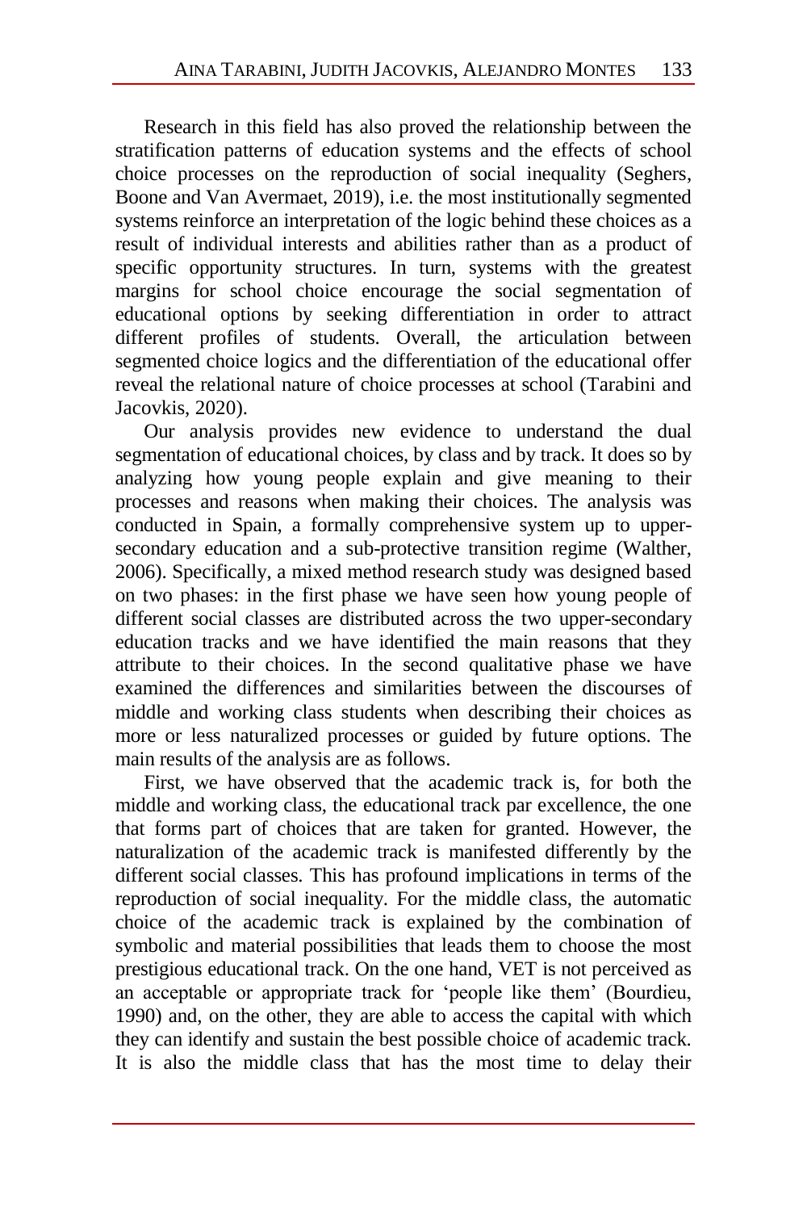Research in this field has also proved the relationship between the stratification patterns of education systems and the effects of school choice processes on the reproduction of social inequality (Seghers, Boone and Van Avermaet, 2019), i.e. the most institutionally segmented systems reinforce an interpretation of the logic behind these choices as a result of individual interests and abilities rather than as a product of specific opportunity structures. In turn, systems with the greatest margins for school choice encourage the social segmentation of educational options by seeking differentiation in order to attract different profiles of students. Overall, the articulation between segmented choice logics and the differentiation of the educational offer reveal the relational nature of choice processes at school (Tarabini and Jacovkis, 2020).

Our analysis provides new evidence to understand the dual segmentation of educational choices, by class and by track. It does so by analyzing how young people explain and give meaning to their processes and reasons when making their choices. The analysis was conducted in Spain, a formally comprehensive system up to upper-secondary education and a sub-protective transition regime (Walther, 2006). Specifically, a mixed method research study was designed based on two phases: in the first phase we have seen how young people of different social classes are distributed across the two upper-secondary education tracks and we have identified the main reasons that they attribute to their choices. In the second qualitative phase we have examined the differences and similarities between the discourses of middle and working class students when describing their choices as more or less naturalized processes or guided by future options. The main results of the analysis are as follows.

First, we have observed that the academic track is, for both the middle and working class, the educational track par excellence, the one that forms part of choices that are taken for granted. However, the naturalization of the academic track is manifested differently by the different social classes. This has profound implications in terms of the reproduction of social inequality. For the middle class, the automatic choice of the academic track is explained by the combination of symbolic and material possibilities that leads them to choose the most prestigious educational track. On the one hand, VET is not perceived as an acceptable or appropriate track for 'people like them' (Bourdieu, 1990) and, on the other, they are able to access the capital with which they can identify and sustain the best possible choice of academic track. It is also the middle class that has the most time to delay their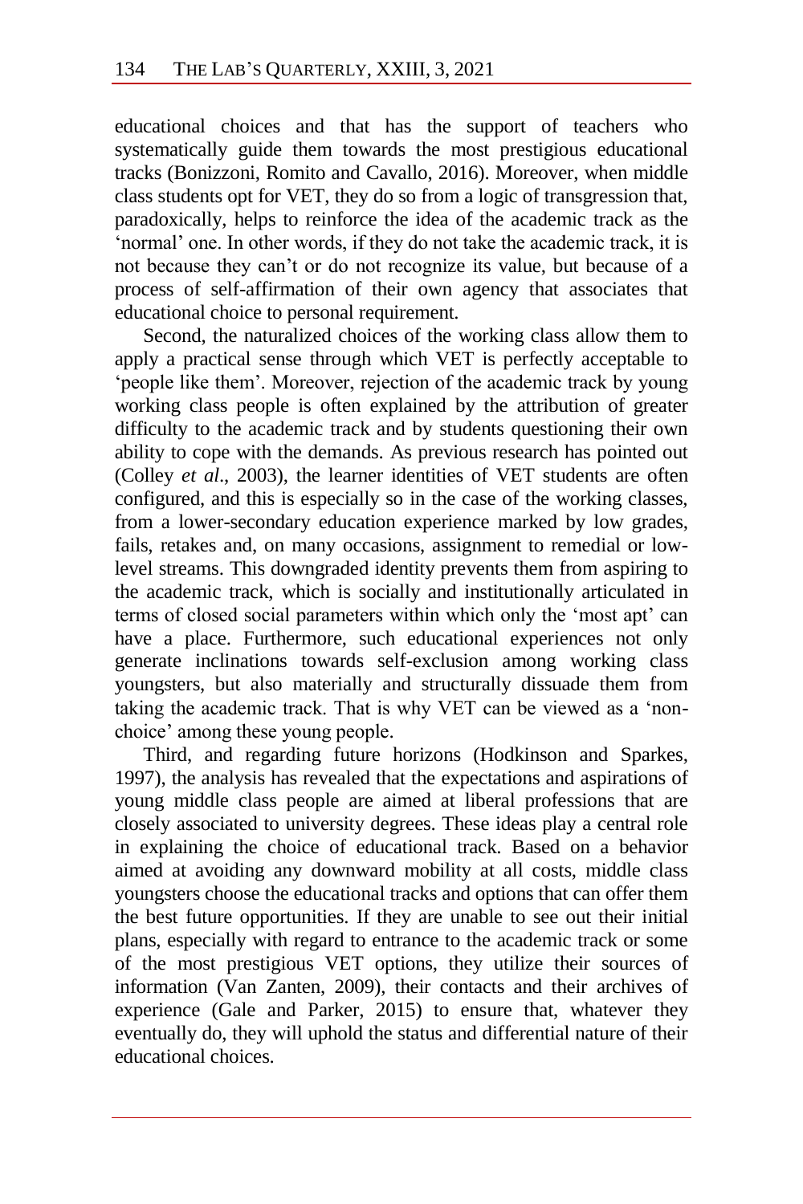educational choices and that has the support of teachers who systematically guide them towards the most prestigious educational tracks (Bonizzoni, Romito and Cavallo, 2016). Moreover, when middle class students opt for VET, they do so from a logic of transgression that, paradoxically, helps to reinforce the idea of the academic track as the 'normal' one. In other words, if they do not take the academic track, it is not because they can't or do not recognize its value, but because of a process of self-affirmation of their own agency that associates that educational choice to personal requirement.

Second, the naturalized choices of the working class allow them to apply a practical sense through which VET is perfectly acceptable to 'people like them'. Moreover, rejection of the academic track by young working class people is often explained by the attribution of greater difficulty to the academic track and by students questioning their own ability to cope with the demands. As previous research has pointed out (Colley *et al*., 2003), the learner identities of VET students are often configured, and this is especially so in the case of the working classes, from a lower-secondary education experience marked by low grades, fails, retakes and, on many occasions, assignment to remedial or low-level streams. This downgraded identity prevents them from aspiring to the academic track, which is socially and institutionally articulated in terms of closed social parameters within which only the 'most apt' can have a place. Furthermore, such educational experiences not only generate inclinations towards self-exclusion among working class youngsters, but also materially and structurally dissuade them from taking the academic track. That is why VET can be viewed as a 'non-choice' among these young people.

Third, and regarding future horizons (Hodkinson and Sparkes, 1997), the analysis has revealed that the expectations and aspirations of young middle class people are aimed at liberal professions that are closely associated to university degrees. These ideas play a central role in explaining the choice of educational track. Based on a behavior aimed at avoiding any downward mobility at all costs, middle class youngsters choose the educational tracks and options that can offer them the best future opportunities. If they are unable to see out their initial plans, especially with regard to entrance to the academic track or some of the most prestigious VET options, they utilize their sources of information (Van Zanten, 2009), their contacts and their archives of experience (Gale and Parker, 2015) to ensure that, whatever they eventually do, they will uphold the status and differential nature of their educational choices.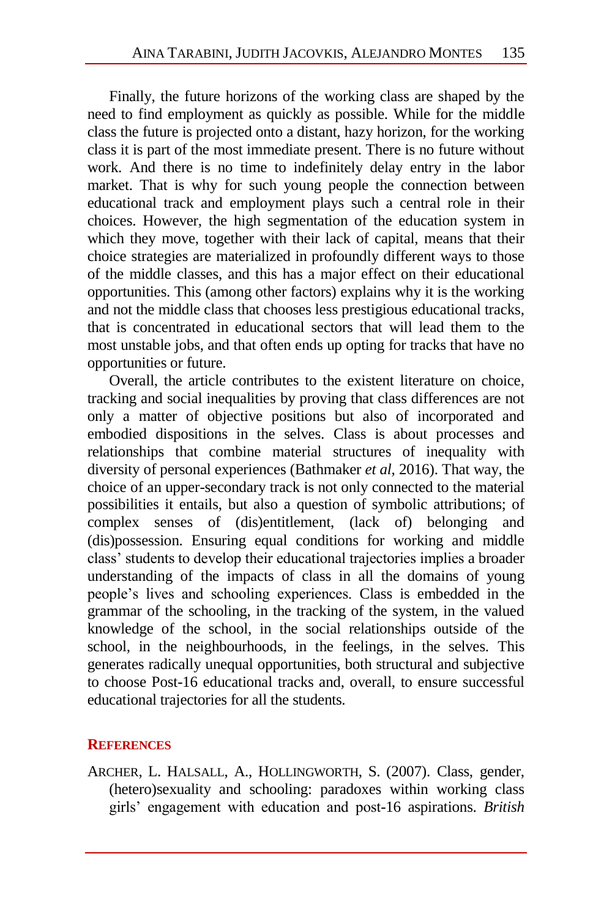Finally, the future horizons of the working class are shaped by the need to find employment as quickly as possible. While for the middle class the future is projected onto a distant, hazy horizon, for the working class it is part of the most immediate present. There is no future without work. And there is no time to indefinitely delay entry in the labor market. That is why for such young people the connection between educational track and employment plays such a central role in their choices. However, the high segmentation of the education system in which they move, together with their lack of capital, means that their choice strategies are materialized in profoundly different ways to those of the middle classes, and this has a major effect on their educational opportunities. This (among other factors) explains why it is the working and not the middle class that chooses less prestigious educational tracks, that is concentrated in educational sectors that will lead them to the most unstable jobs, and that often ends up opting for tracks that have no opportunities or future.

Overall, the article contributes to the existent literature on choice, tracking and social inequalities by proving that class differences are not only a matter of objective positions but also of incorporated and embodied dispositions in the selves. Class is about processes and relationships that combine material structures of inequality with diversity of personal experiences (Bathmaker *et al*, 2016). That way, the choice of an upper-secondary track is not only connected to the material possibilities it entails, but also a question of symbolic attributions; of complex senses of (dis)entitlement, (lack of) belonging and (dis)possession. Ensuring equal conditions for working and middle class' students to develop their educational trajectories implies a broader understanding of the impacts of class in all the domains of young people's lives and schooling experiences. Class is embedded in the grammar of the schooling, in the tracking of the system, in the valued knowledge of the school, in the social relationships outside of the school, in the neighbourhoods, in the feelings, in the selves. This generates radically unequal opportunities, both structural and subjective to choose Post-16 educational tracks and, overall, to ensure successful educational trajectories for all the students.

## REFERENCES

ARCHER, L. HALSALL, A., HOLLINGWORTH, S. (2007). Class, gender, (hetero)sexuality and schooling: paradoxes within working class girls' engagement with education and post-16 aspirations. *British*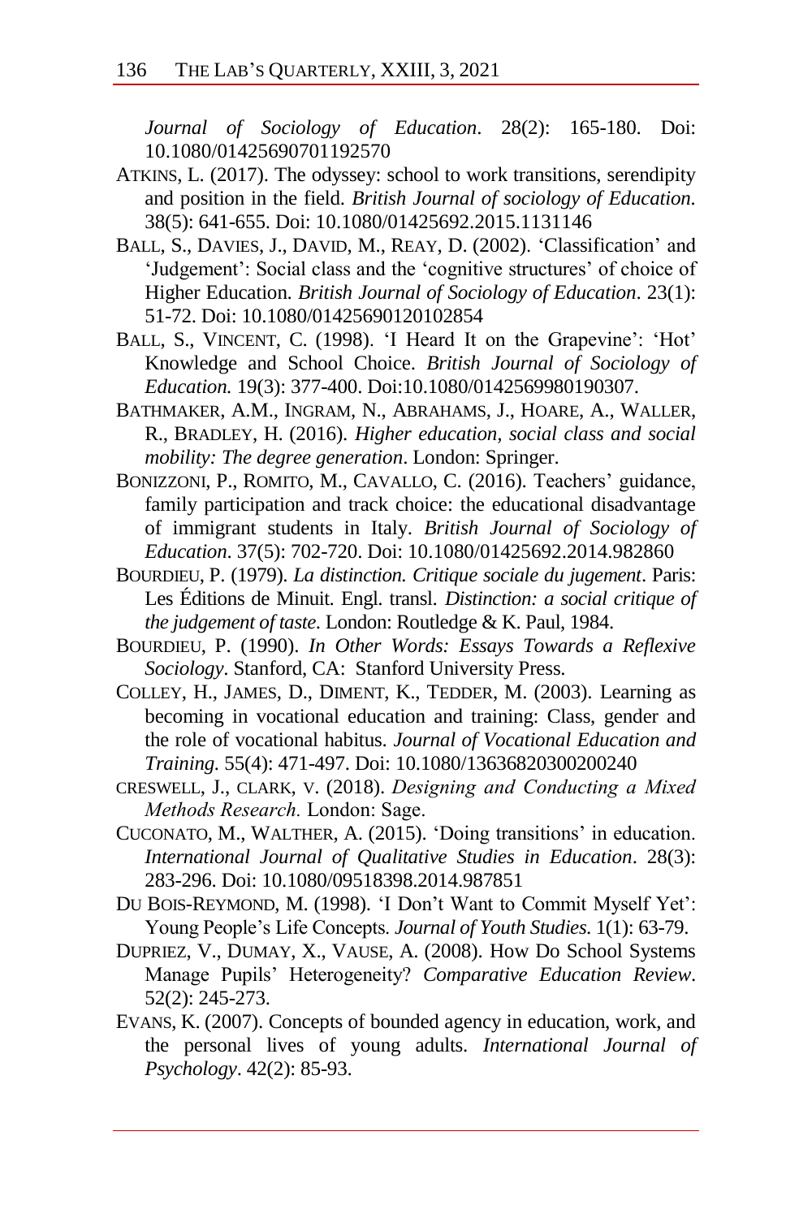*Journal of Sociology of Education*. 28(2): 165-180. Doi: 10.1080/01425690701192570

ATKINS, L. (2017). The odyssey: school to work transitions, serendipity and position in the field. *British Journal of sociology of Education*. 38(5): 641-655. Doi: 10.1080/01425692.2015.1131146

BALL, S., DAVIES, J., DAVID, M., REAY, D. (2002). 'Classification' and 'Judgement': Social class and the 'cognitive structures' of choice of Higher Education. *British Journal of Sociology of Education*. 23(1): 51-72. Doi: 10.1080/01425690120102854

BALL, S., VINCENT, C. (1998). 'I Heard It on the Grapevine': 'Hot' Knowledge and School Choice. *British Journal of Sociology of Education.* 19(3): 377-400. Doi:10.1080/0142569980190307.

BATHMAKER, A.M., INGRAM, N., ABRAHAMS, J., HOARE, A., WALLER, R., BRADLEY, H. (2016). *Higher education, social class and social mobility: The degree generation*. London: Springer.

BONIZZONI, P., ROMITO, M., CAVALLO, C. (2016). Teachers' guidance, family participation and track choice: the educational disadvantage of immigrant students in Italy. *British Journal of Sociology of Education.* 37(5): 702-720. Doi: 10.1080/01425692.2014.982860

BOURDIEU, P. (1979). *La distinction. Critique sociale du jugement*. Paris: Les Éditions de Minuit. Engl. transl. *Distinction: a social critique of the judgement of taste*. London: Routledge & K. Paul, 1984.

BOURDIEU, P. (1990). *In Other Words: Essays Towards a Reflexive Sociology*. Stanford, CA: Stanford University Press.

COLLEY, H., JAMES, D., DIMENT, K., TEDDER, M. (2003). Learning as becoming in vocational education and training: Class, gender and the role of vocational habitus. *Journal of Vocational Education and Training.* 55(4): 471-497. Doi: 10.1080/13636820300200240

CRESWELL, J., CLARK, V. (2018). *Designing and Conducting a Mixed Methods Research.* London: Sage.

CUCONATO, M., WALTHER, A. (2015). 'Doing transitions' in education. *International Journal of Qualitative Studies in Education*. 28(3): 283-296. Doi: 10.1080/09518398.2014.987851

DU BOIS-REYMOND, M. (1998). 'I Don't Want to Commit Myself Yet': Young People's Life Concepts. *Journal of Youth Studies.* 1(1): 63-79.

DUPRIEZ, V., DUMAY, X., VAUSE, A. (2008). How Do School Systems Manage Pupils' Heterogeneity? *Comparative Education Review*. 52(2): 245-273.

EVANS, K. (2007). Concepts of bounded agency in education, work, and the personal lives of young adults. *International Journal of Psychology*. 42(2): 85-93.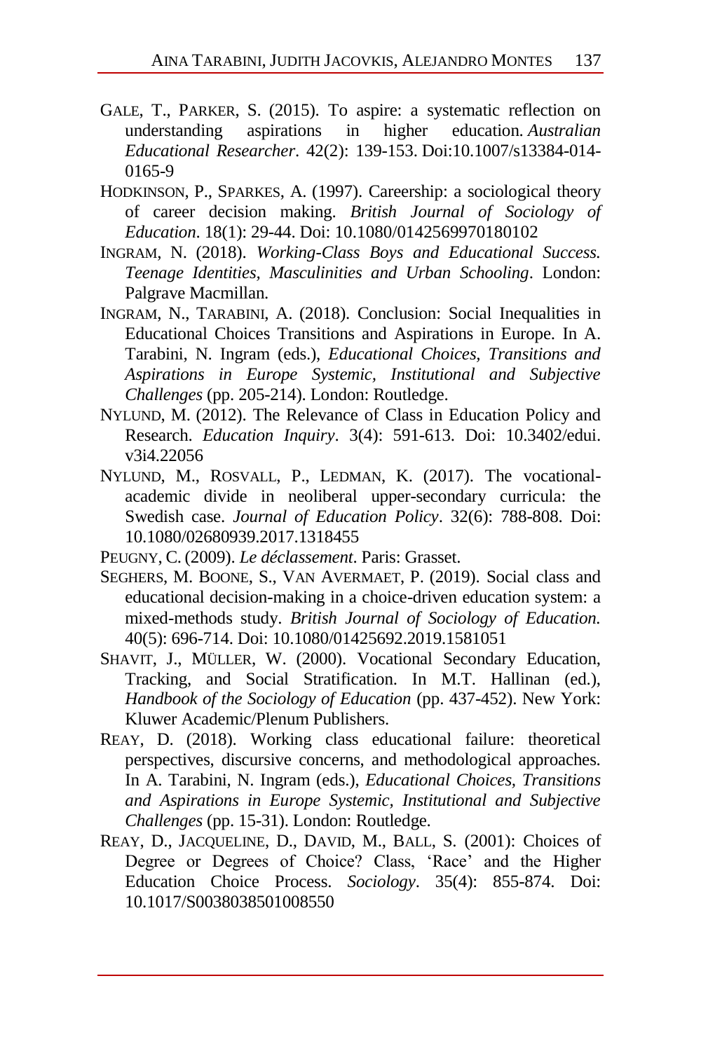GALE, T., PARKER, S. (2015). To aspire: a systematic reflection on understanding aspirations in higher education. *Australian Educational Researcher*. 42(2): 139-153. Doi:10.1007/s13384-014-0165-9

HODKINSON, P., SPARKES, A. (1997). Careership: a sociological theory of career decision making. *British Journal of Sociology of Education*. 18(1): 29-44. Doi: 10.1080/0142569970180102

INGRAM, N. (2018). *Working-Class Boys and Educational Success. Teenage Identities, Masculinities and Urban Schooling*. London: Palgrave Macmillan.

INGRAM, N., TARABINI, A. (2018). Conclusion: Social Inequalities in Educational Choices Transitions and Aspirations in Europe. In A. Tarabini, N. Ingram (eds.), *Educational Choices, Transitions and Aspirations in Europe Systemic, Institutional and Subjective Challenges* (pp. 205-214). London: Routledge.

NYLUND, M. (2012). The Relevance of Class in Education Policy and Research. *Education Inquiry*. 3(4): 591-613. Doi: 10.3402/edui.v3i4.22056

NYLUND, M., ROSVALL, P., LEDMAN, K. (2017). The vocational-academic divide in neoliberal upper-secondary curricula: the Swedish case. *Journal of Education Policy*. 32(6): 788-808. Doi: 10.1080/02680939.2017.1318455

PEUGNY, C. (2009). *Le déclassement*. Paris: Grasset.

SEGHERS, M. BOONE, S., VAN AVERMAET, P. (2019). Social class and educational decision-making in a choice-driven education system: a mixed-methods study. *British Journal of Sociology of Education.* 40(5): 696-714. Doi: 10.1080/01425692.2019.1581051

SHAVIT, J., MÜLLER, W. (2000). Vocational Secondary Education, Tracking, and Social Stratification. In M.T. Hallinan (ed.), *Handbook of the Sociology of Education* (pp. 437-452). New York: Kluwer Academic/Plenum Publishers.

REAY, D. (2018). Working class educational failure: theoretical perspectives, discursive concerns, and methodological approaches. In A. Tarabini, N. Ingram (eds.), *Educational Choices, Transitions and Aspirations in Europe Systemic, Institutional and Subjective Challenges* (pp. 15-31). London: Routledge.

REAY, D., JACQUELINE, D., DAVID, M., BALL, S. (2001): Choices of Degree or Degrees of Choice? Class, 'Race' and the Higher Education Choice Process. *Sociology*. 35(4): 855-874. Doi: 10.1017/S0038038501008550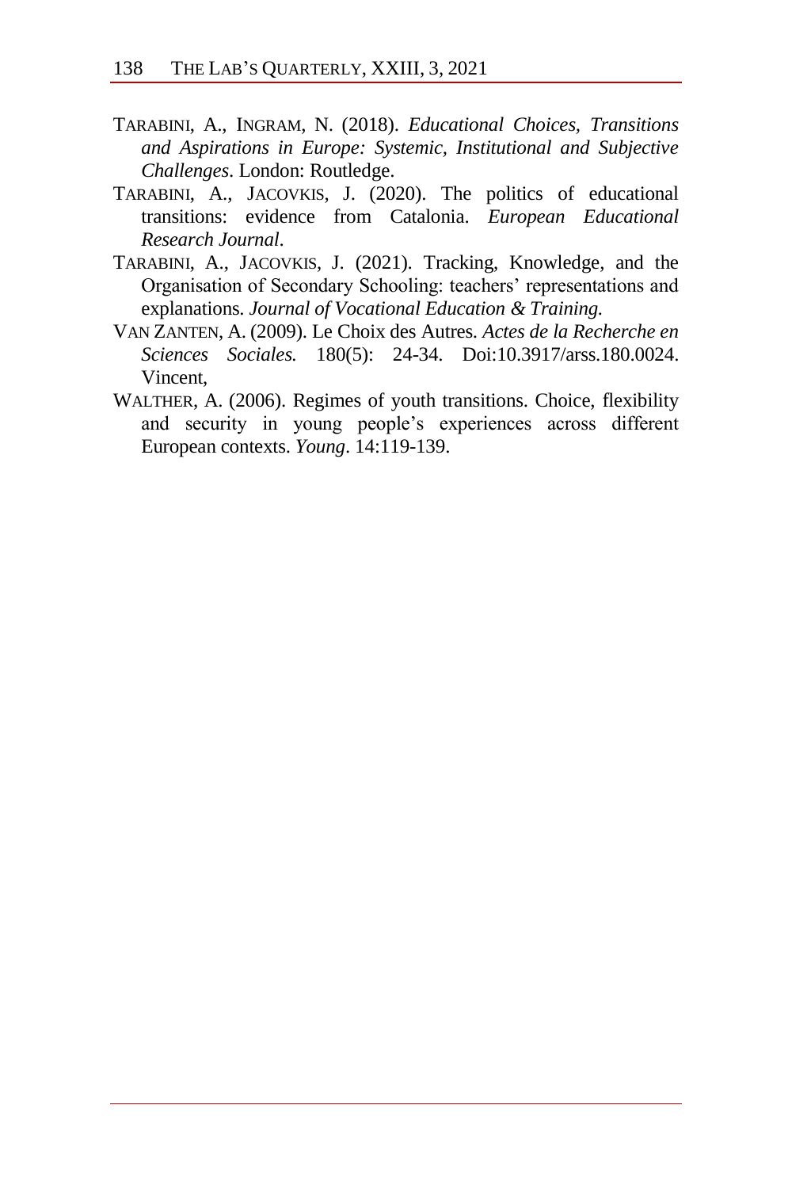TARABINI, A., INGRAM, N. (2018). *Educational Choices, Transitions and Aspirations in Europe: Systemic, Institutional and Subjective Challenges*. London: Routledge.

TARABINI, A., JACOVKIS, J. (2020). The politics of educational transitions: evidence from Catalonia. *European Educational Research Journal*.

TARABINI, A., JACOVKIS, J. (2021). Tracking, Knowledge, and the Organisation of Secondary Schooling: teachers' representations and explanations. *Journal of Vocational Education & Training.*

VAN ZANTEN, A. (2009). Le Choix des Autres. *Actes de la Recherche en Sciences Sociales.* 180(5): 24-34. Doi:10.3917/arss.180.0024. Vincent,

WALTHER, A. (2006). Regimes of youth transitions. Choice, flexibility and security in young people's experiences across different European contexts. *Young*. 14:119-139.